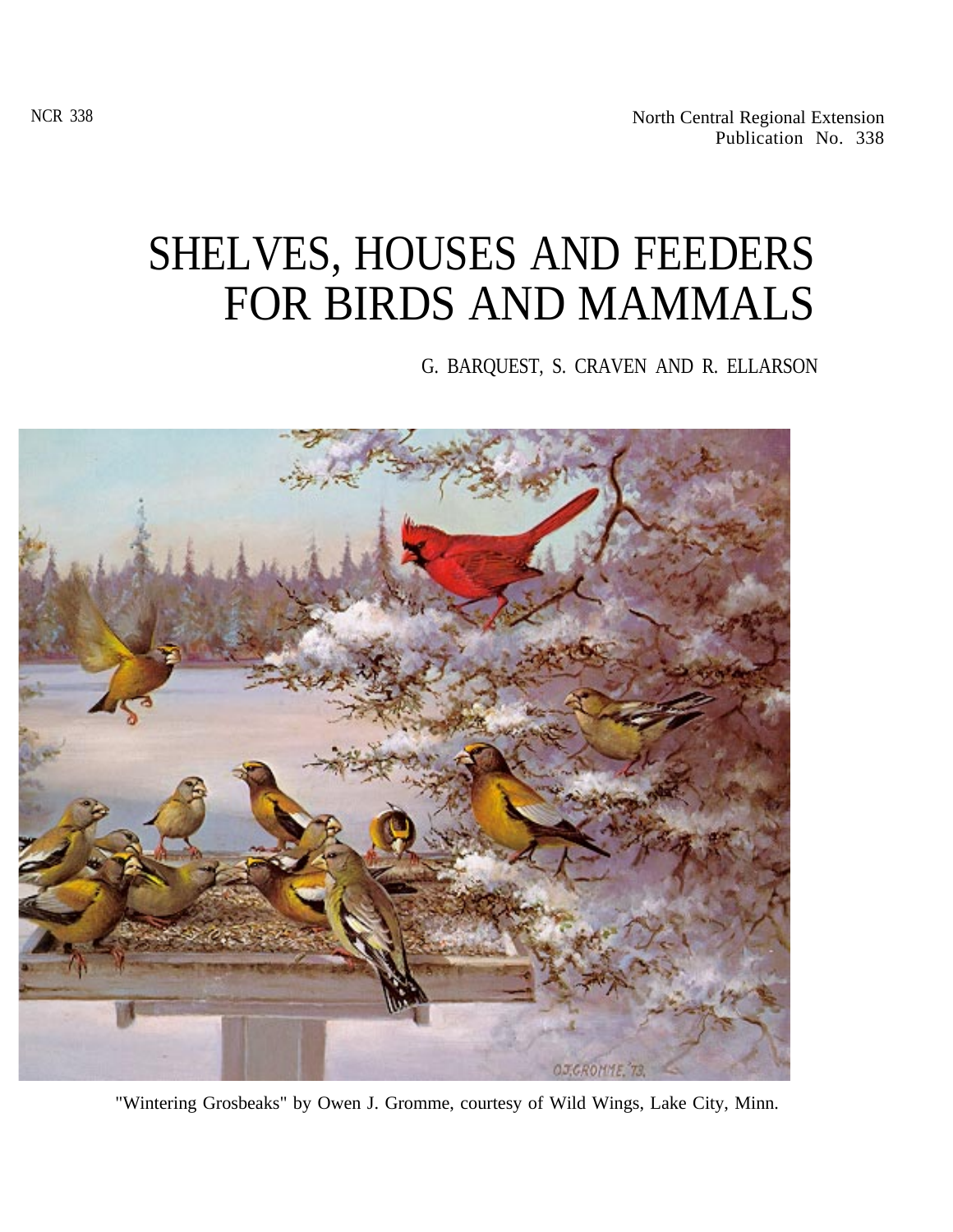NCR 338

North Central Regional Extension
Publication No. 338

# SHELVES, HOUSES AND FEEDERS FOR BIRDS AND MAMMALS

G. BARQUEST, S. CRAVEN AND R. ELLARSON

"Wintering Grosbeaks" by Owen J. Gromme, courtesy of Wild Wings, Lake City, Minn.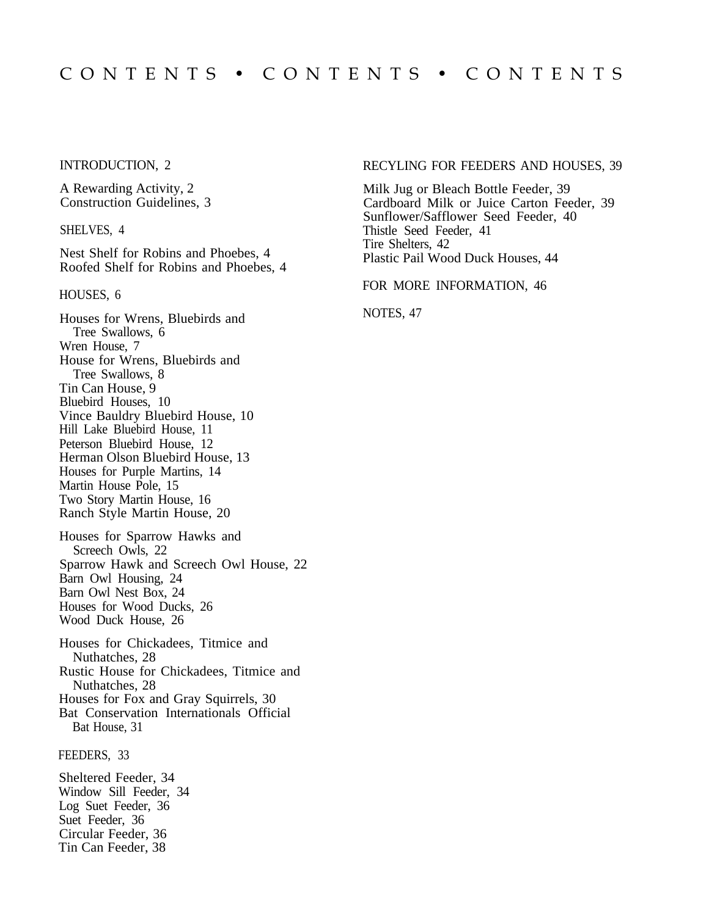# CONTENTS • CONTENTS • CONTENTS

INTRODUCTION, 2

A Rewarding Activity, 2
Construction Guidelines, 3

SHELVES, 4

Nest Shelf for Robins and Phoebes, 4
Roofed Shelf for Robins and Phoebes, 4

HOUSES, 6

Houses for Wrens, Bluebirds and Tree Swallows, 6
Wren House, 7
House for Wrens, Bluebirds and Tree Swallows, 8
Tin Can House, 9
Bluebird Houses, 10
Vince Bauldry Bluebird House, 10
Hill Lake Bluebird House, 11
Peterson Bluebird House, 12
Herman Olson Bluebird House, 13
Houses for Purple Martins, 14
Martin House Pole, 15
Two Story Martin House, 16
Ranch Style Martin House, 20

Houses for Sparrow Hawks and Screech Owls, 22
Sparrow Hawk and Screech Owl House, 22
Barn Owl Housing, 24
Barn Owl Nest Box, 24
Houses for Wood Ducks, 26
Wood Duck House, 26

Houses for Chickadees, Titmice and Nuthatches, 28
Rustic House for Chickadees, Titmice and Nuthatches, 28
Houses for Fox and Gray Squirrels, 30
Bat Conservation Internationals Official Bat House, 31

FEEDERS, 33

Sheltered Feeder, 34
Window Sill Feeder, 34
Log Suet Feeder, 36
Suet Feeder, 36
Circular Feeder, 36
Tin Can Feeder, 38

RECYLING FOR FEEDERS AND HOUSES, 39

Milk Jug or Bleach Bottle Feeder, 39
Cardboard Milk or Juice Carton Feeder, 39
Sunflower/Safflower Seed Feeder, 40
Thistle Seed Feeder, 41
Tire Shelters, 42
Plastic Pail Wood Duck Houses, 44

FOR MORE INFORMATION, 46

NOTES, 47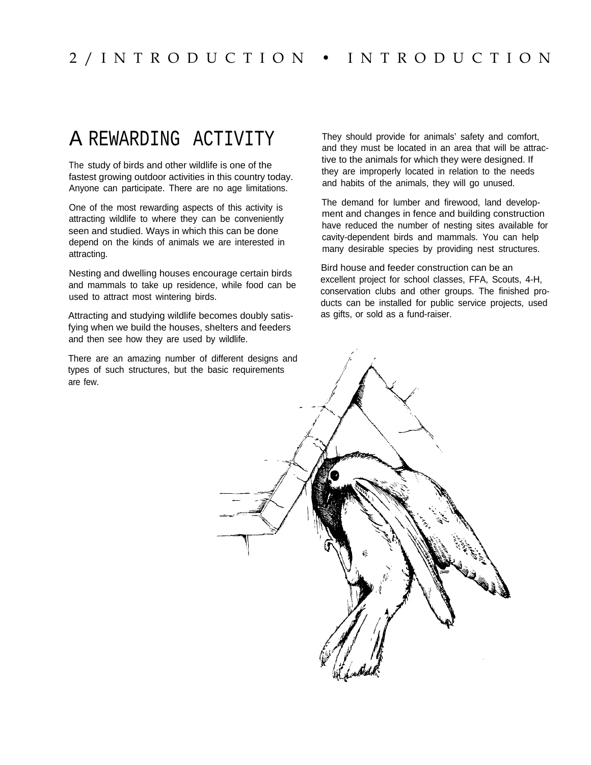# A REWARDING ACTIVITY

The study of birds and other wildlife is one of the fastest growing outdoor activities in this country today. Anyone can participate. There are no age limitations.

One of the most rewarding aspects of this activity is attracting wildlife to where they can be conveniently seen and studied. Ways in which this can be done depend on the kinds of animals we are interested in attracting.

Nesting and dwelling houses encourage certain birds and mammals to take up residence, while food can be used to attract most wintering birds.

Attracting and studying wildlife becomes doubly satisfying when we build the houses, shelters and feeders and then see how they are used by wildlife.

There are an amazing number of different designs and types of such structures, but the basic requirements are few.

They should provide for animals' safety and comfort, and they must be located in an area that will be attractive to the animals for which they were designed. If they are improperly located in relation to the needs and habits of the animals, they will go unused.

The demand for lumber and firewood, land development and changes in fence and building construction have reduced the number of nesting sites available for cavity-dependent birds and mammals. You can help many desirable species by providing nest structures.

Bird house and feeder construction can be an excellent project for school classes, FFA, Scouts, 4-H, conservation clubs and other groups. The finished products can be installed for public service projects, used as gifts, or sold as a fund-raiser.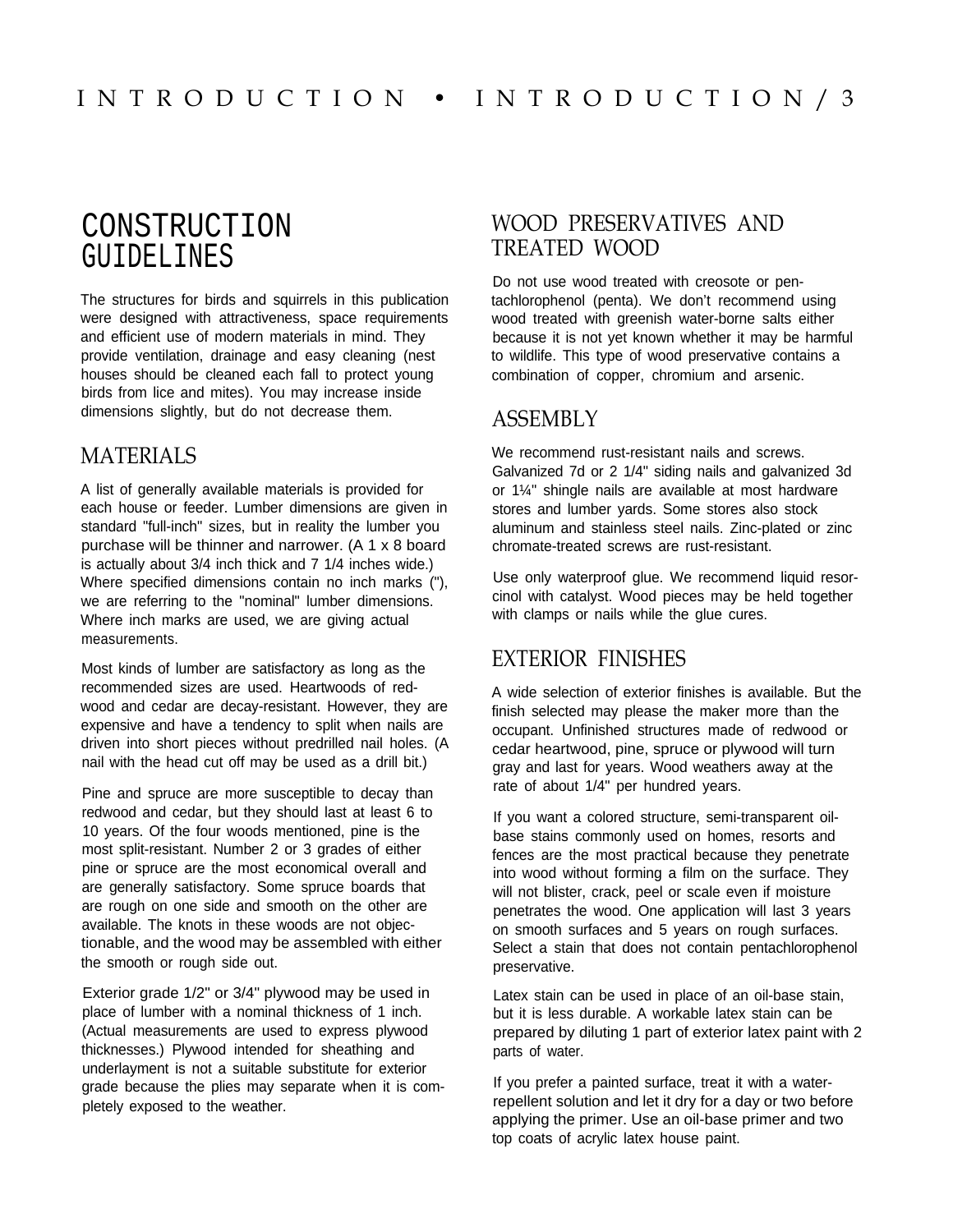# CONSTRUCTION GUIDELINES

The structures for birds and squirrels in this publication were designed with attractiveness, space requirements and efficient use of modern materials in mind. They provide ventilation, drainage and easy cleaning (nest houses should be cleaned each fall to protect young birds from lice and mites). You may increase inside dimensions slightly, but do not decrease them.

## MATERIALS

A list of generally available materials is provided for each house or feeder. Lumber dimensions are given in standard "full-inch" sizes, but in reality the lumber you purchase will be thinner and narrower. (A 1 x 8 board is actually about 3/4 inch thick and 7 1/4 inches wide.) Where specified dimensions contain no inch marks ("), we are referring to the "nominal" lumber dimensions. Where inch marks are used, we are giving actual measurements.

Most kinds of lumber are satisfactory as long as the recommended sizes are used. Heartwoods of redwood and cedar are decay-resistant. However, they are expensive and have a tendency to split when nails are driven into short pieces without predrilled nail holes. (A nail with the head cut off may be used as a drill bit.)

Pine and spruce are more susceptible to decay than redwood and cedar, but they should last at least 6 to 10 years. Of the four woods mentioned, pine is the most split-resistant. Number 2 or 3 grades of either pine or spruce are the most economical overall and are generally satisfactory. Some spruce boards that are rough on one side and smooth on the other are available. The knots in these woods are not objectionable, and the wood may be assembled with either the smooth or rough side out.

Exterior grade 1/2" or 3/4" plywood may be used in place of lumber with a nominal thickness of 1 inch. (Actual measurements are used to express plywood thicknesses.) Plywood intended for sheathing and underlayment is not a suitable substitute for exterior grade because the plies may separate when it is completely exposed to the weather.

## WOOD PRESERVATIVES AND TREATED WOOD

Do not use wood treated with creosote or pentachlorophenol (penta). We don't recommend using wood treated with greenish water-borne salts either because it is not yet known whether it may be harmful to wildlife. This type of wood preservative contains a combination of copper, chromium and arsenic.

## ASSEMBLY

We recommend rust-resistant nails and screws. Galvanized 7d or 2 1/4" siding nails and galvanized 3d or 1¼" shingle nails are available at most hardware stores and lumber yards. Some stores also stock aluminum and stainless steel nails. Zinc-plated or zinc chromate-treated screws are rust-resistant.

Use only waterproof glue. We recommend liquid resorcinol with catalyst. Wood pieces may be held together with clamps or nails while the glue cures.

## EXTERIOR FINISHES

A wide selection of exterior finishes is available. But the finish selected may please the maker more than the occupant. Unfinished structures made of redwood or cedar heartwood, pine, spruce or plywood will turn gray and last for years. Wood weathers away at the rate of about 1/4" per hundred years.

If you want a colored structure, semi-transparent oil-base stains commonly used on homes, resorts and fences are the most practical because they penetrate into wood without forming a film on the surface. They will not blister, crack, peel or scale even if moisture penetrates the wood. One application will last 3 years on smooth surfaces and 5 years on rough surfaces. Select a stain that does not contain pentachlorophenol preservative.

Latex stain can be used in place of an oil-base stain, but it is less durable. A workable latex stain can be prepared by diluting 1 part of exterior latex paint with 2 parts of water.

If you prefer a painted surface, treat it with a water-repellent solution and let it dry for a day or two before applying the primer. Use an oil-base primer and two top coats of acrylic latex house paint.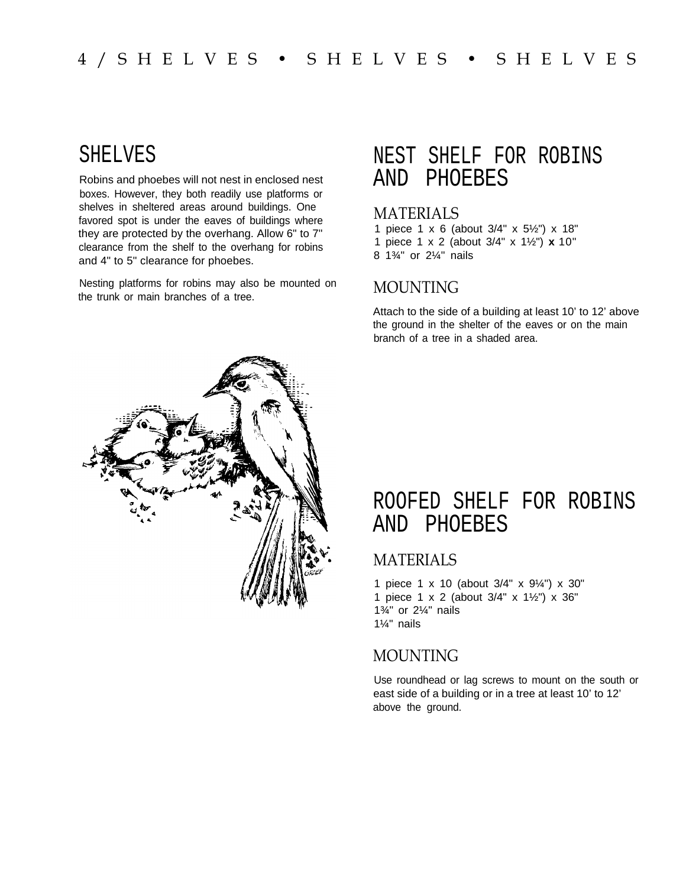# SHELVES

Robins and phoebes will not nest in enclosed nest boxes. However, they both readily use platforms or shelves in sheltered areas around buildings. One favored spot is under the eaves of buildings where they are protected by the overhang. Allow 6" to 7" clearance from the shelf to the overhang for robins and 4" to 5" clearance for phoebes.

Nesting platforms for robins may also be mounted on the trunk or main branches of a tree.

# NEST SHELF FOR ROBINS AND PHOEBES

## MATERIALS

1 piece 1 x 6 (about 3/4" x 5½") x 18"
1 piece 1 x 2 (about 3/4" x 1½") **x** 10"
8 1¾" or 2¼" nails

## MOUNTING

Attach to the side of a building at least 10' to 12' above the ground in the shelter of the eaves or on the main branch of a tree in a shaded area.

# ROOFED SHELF FOR ROBINS AND PHOEBES

## MATERIALS

1 piece 1 x 10 (about 3/4" x 9¼") x 30"
1 piece 1 x 2 (about 3/4" x 1½") x 36"
1¾" or 2¼" nails
1¼" nails

## MOUNTING

Use roundhead or lag screws to mount on the south or east side of a building or in a tree at least 10' to 12' above the ground.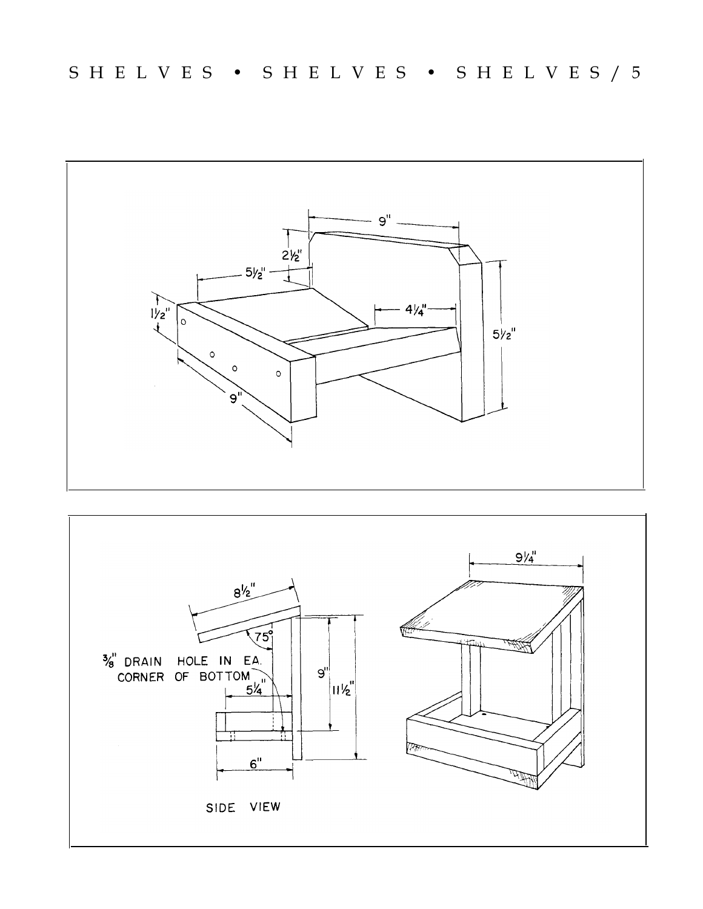9"

2½"

5½"

1½"

4¼"

5½"

9"

8½"

9¼"

75°

⅜" DRAIN HOLE IN EA. CORNER OF BOTTOM

5¼"

9"

11½"

6"

SIDE VIEW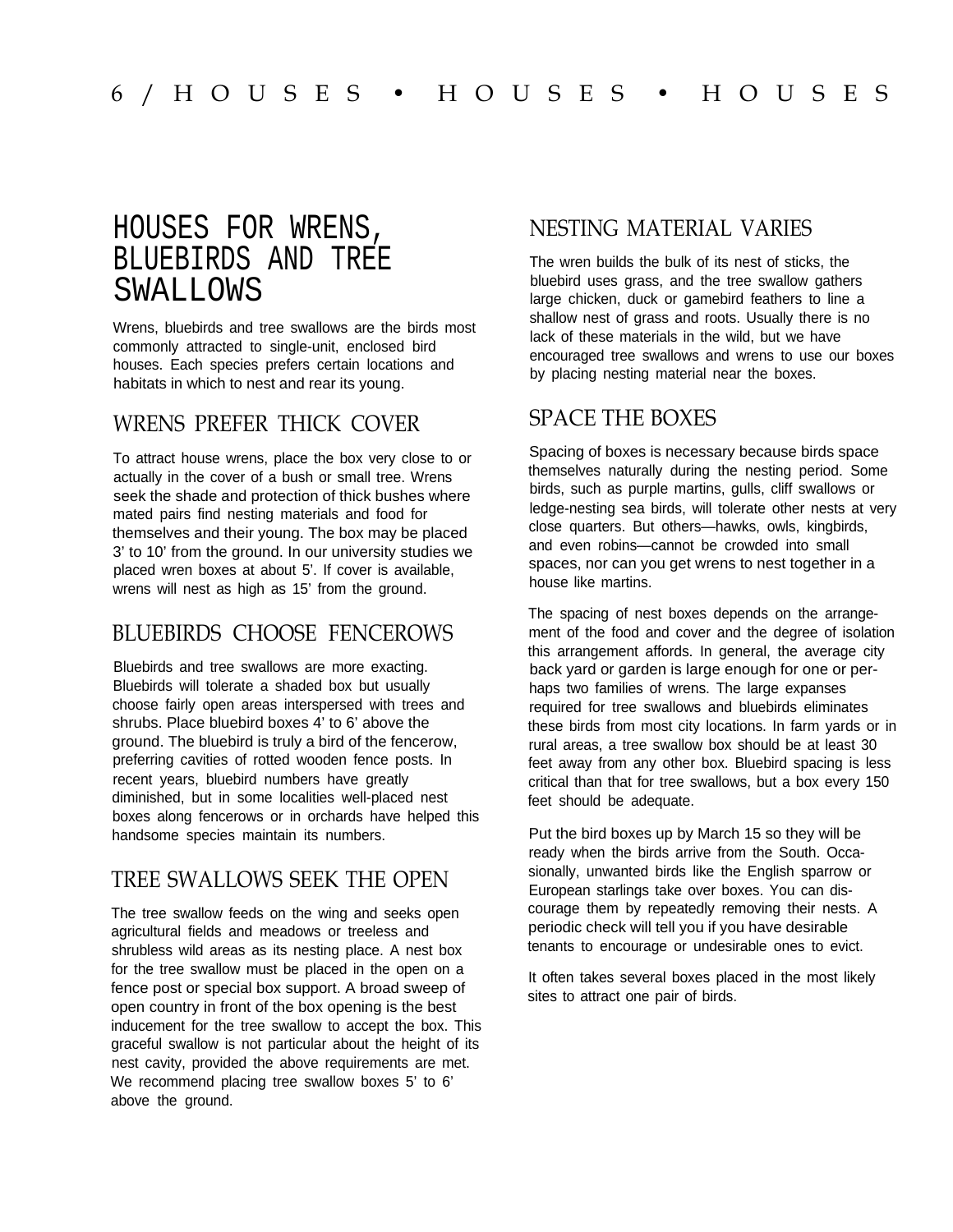## HOUSES FOR WRENS, BLUEBIRDS AND TREE SWALLOWS

Wrens, bluebirds and tree swallows are the birds most commonly attracted to single-unit, enclosed bird houses. Each species prefers certain locations and habitats in which to nest and rear its young.

### WRENS PREFER THICK COVER

To attract house wrens, place the box very close to or actually in the cover of a bush or small tree. Wrens seek the shade and protection of thick bushes where mated pairs find nesting materials and food for themselves and their young. The box may be placed 3' to 10' from the ground. In our university studies we placed wren boxes at about 5'. If cover is available, wrens will nest as high as 15' from the ground.

### BLUEBIRDS CHOOSE FENCEROWS

Bluebirds and tree swallows are more exacting. Bluebirds will tolerate a shaded box but usually choose fairly open areas interspersed with trees and shrubs. Place bluebird boxes 4' to 6' above the ground. The bluebird is truly a bird of the fencerow, preferring cavities of rotted wooden fence posts. In recent years, bluebird numbers have greatly diminished, but in some localities well-placed nest boxes along fencerows or in orchards have helped this handsome species maintain its numbers.

### TREE SWALLOWS SEEK THE OPEN

The tree swallow feeds on the wing and seeks open agricultural fields and meadows or treeless and shrubless wild areas as its nesting place. A nest box for the tree swallow must be placed in the open on a fence post or special box support. A broad sweep of open country in front of the box opening is the best inducement for the tree swallow to accept the box. This graceful swallow is not particular about the height of its nest cavity, provided the above requirements are met. We recommend placing tree swallow boxes 5' to 6' above the ground.

### NESTING MATERIAL VARIES

The wren builds the bulk of its nest of sticks, the bluebird uses grass, and the tree swallow gathers large chicken, duck or gamebird feathers to line a shallow nest of grass and roots. Usually there is no lack of these materials in the wild, but we have encouraged tree swallows and wrens to use our boxes by placing nesting material near the boxes.

### SPACE THE BOXES

Spacing of boxes is necessary because birds space themselves naturally during the nesting period. Some birds, such as purple martins, gulls, cliff swallows or ledge-nesting sea birds, will tolerate other nests at very close quarters. But others—hawks, owls, kingbirds, and even robins—cannot be crowded into small spaces, nor can you get wrens to nest together in a house like martins.

The spacing of nest boxes depends on the arrangement of the food and cover and the degree of isolation this arrangement affords. In general, the average city back yard or garden is large enough for one or perhaps two families of wrens. The large expanses required for tree swallows and bluebirds eliminates these birds from most city locations. In farm yards or in rural areas, a tree swallow box should be at least 30 feet away from any other box. Bluebird spacing is less critical than that for tree swallows, but a box every 150 feet should be adequate.

Put the bird boxes up by March 15 so they will be ready when the birds arrive from the South. Occasionally, unwanted birds like the English sparrow or European starlings take over boxes. You can discourage them by repeatedly removing their nests. A periodic check will tell you if you have desirable tenants to encourage or undesirable ones to evict.

It often takes several boxes placed in the most likely sites to attract one pair of birds.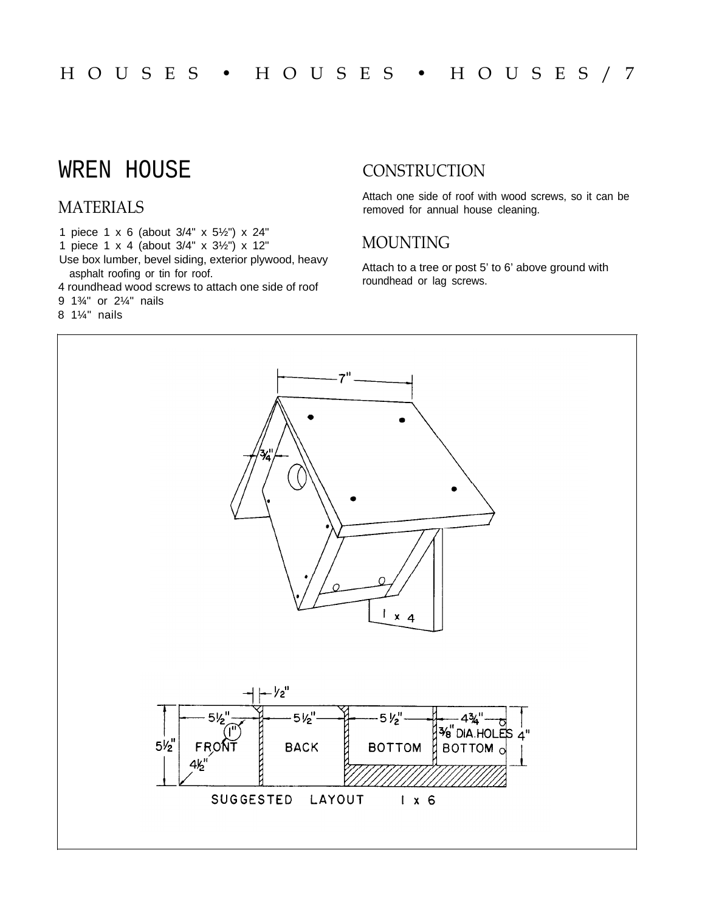# WREN HOUSE

## MATERIALS

1 piece 1 x 6 (about 3/4" x 5½") x 24"
1 piece 1 x 4 (about 3/4" x 3½") x 12"
Use box lumber, bevel siding, exterior plywood, heavy asphalt roofing or tin for roof.
4 roundhead wood screws to attach one side of roof
9 1¾" or 2¼" nails
8 1¼" nails

## CONSTRUCTION

Attach one side of roof with wood screws, so it can be removed for annual house cleaning.

## MOUNTING

Attach to a tree or post 5' to 6' above ground with roundhead or lag screws.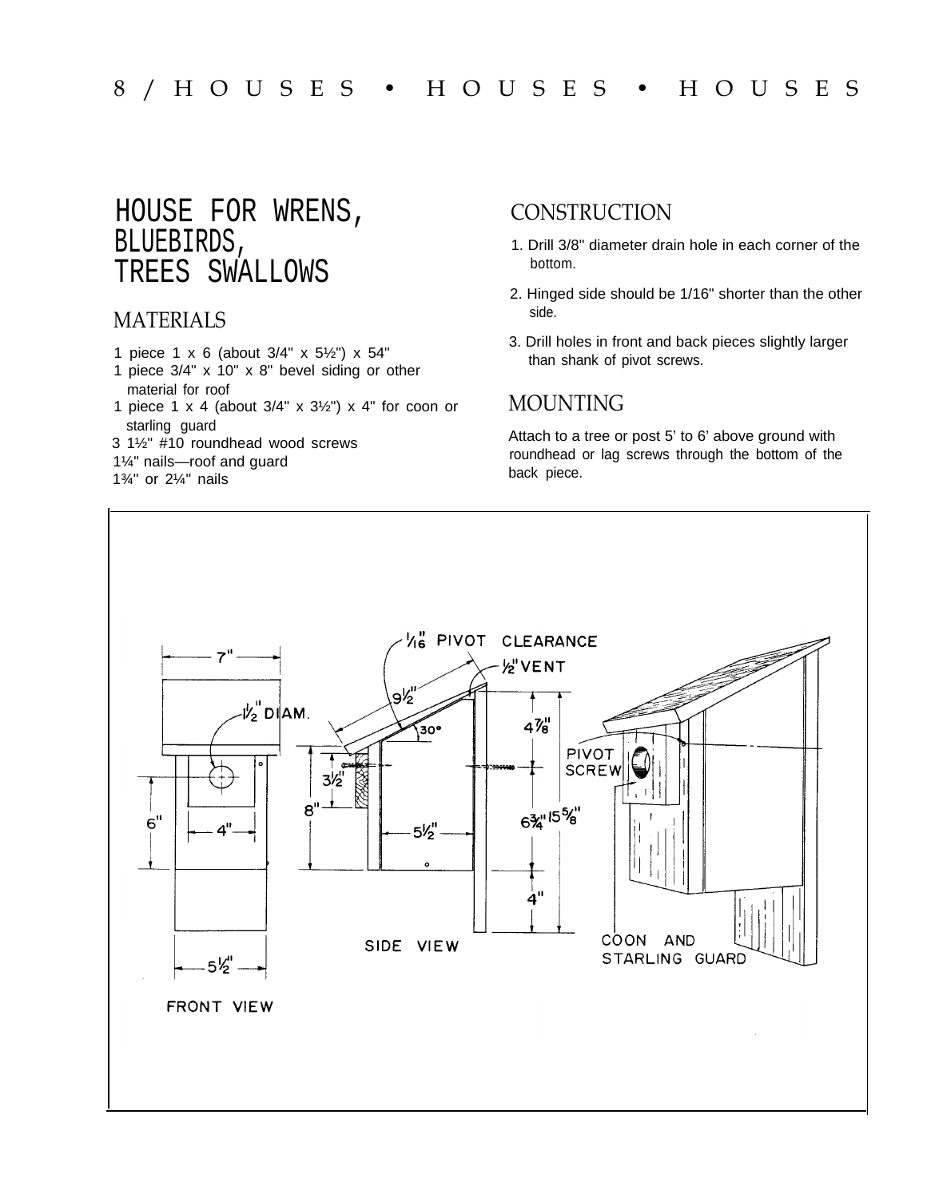# HOUSE FOR WRENS, BLUEBIRDS, TREES SWALLOWS

## MATERIALS

1 piece 1 x 6 (about 3/4" x 5½") x 54"
1 piece 3/4" x 10" x 8" bevel siding or other material for roof
1 piece 1 x 4 (about 3/4" x 3½") x 4" for coon or starling guard
3 1½" #10 roundhead wood screws
1¼" nails—roof and guard
1¾" or 2¼" nails

## CONSTRUCTION

1. Drill 3/8" diameter drain hole in each corner of the bottom.
2. Hinged side should be 1/16" shorter than the other side.
3. Drill holes in front and back pieces slightly larger than shank of pivot screws.

## MOUNTING

Attach to a tree or post 5' to 6' above ground with roundhead or lag screws through the bottom of the back piece.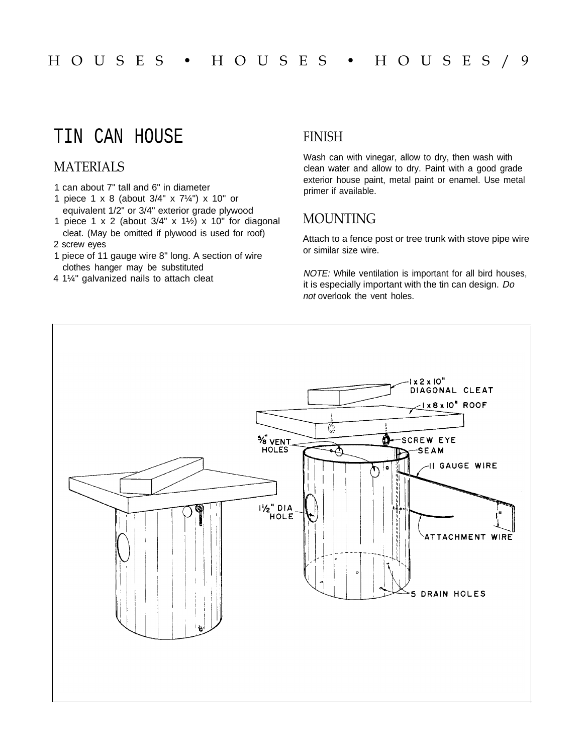# TIN CAN HOUSE

## MATERIALS

- 1 can about 7" tall and 6" in diameter
- 1 piece 1 x 8 (about 3/4" x 7¼") x 10" or equivalent 1/2" or 3/4" exterior grade plywood
- 1 piece 1 x 2 (about 3/4" x 1½) x 10" for diagonal cleat. (May be omitted if plywood is used for roof)
- 2 screw eyes
- 1 piece of 11 gauge wire 8" long. A section of wire clothes hanger may be substituted
- 4 1¼" galvanized nails to attach cleat

## FINISH

Wash can with vinegar, allow to dry, then wash with clean water and allow to dry. Paint with a good grade exterior house paint, metal paint or enamel. Use metal primer if available.

## MOUNTING

Attach to a fence post or tree trunk with stove pipe wire or similar size wire.

*NOTE:* While ventilation is important for all bird houses, it is especially important with the tin can design. *Do not* overlook the vent holes.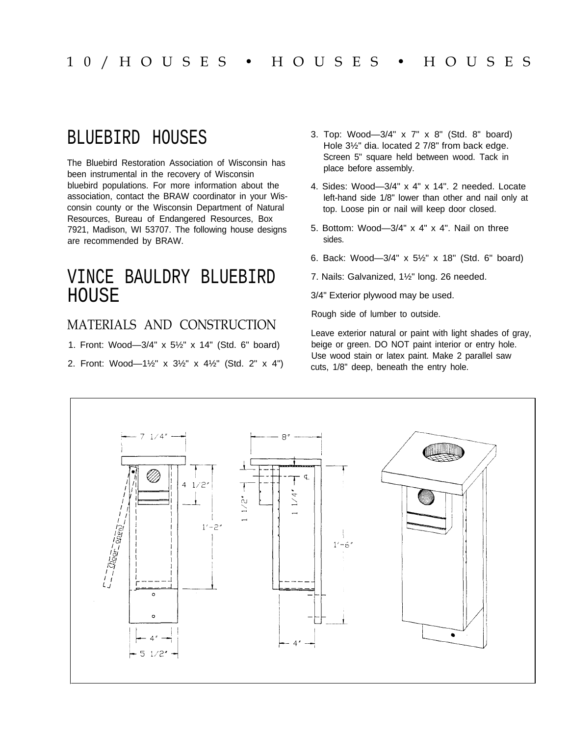# BLUEBIRD HOUSES

The Bluebird Restoration Association of Wisconsin has been instrumental in the recovery of Wisconsin bluebird populations. For more information about the association, contact the BRAW coordinator in your Wisconsin county or the Wisconsin Department of Natural Resources, Bureau of Endangered Resources, Box 7921, Madison, WI 53707. The following house designs are recommended by BRAW.

# VINCE BAULDRY BLUEBIRD HOUSE

## MATERIALS AND CONSTRUCTION

1. Front: Wood—3/4" x 5½" x 14" (Std. 6" board)
2. Front: Wood—1½" x 3½" x 4½" (Std. 2" x 4")
3. Top: Wood—3/4" x 7" x 8" (Std. 8" board) Hole 3½" dia. located 2 7/8" from back edge. Screen 5" square held between wood. Tack in place before assembly.
4. Sides: Wood—3/4" x 4" x 14". 2 needed. Locate left-hand side 1/8" lower than other and nail only at top. Loose pin or nail will keep door closed.
5. Bottom: Wood—3/4" x 4" x 4". Nail on three sides.
6. Back: Wood—3/4" x 5½" x 18" (Std. 6" board)
7. Nails: Galvanized, 1½" long. 26 needed.

3/4" Exterior plywood may be used.

Rough side of lumber to outside.

Leave exterior natural or paint with light shades of gray, beige or green. DO NOT paint interior or entry hole. Use wood stain or latex paint. Make 2 parallel saw cuts, 1/8" deep, beneath the entry hole.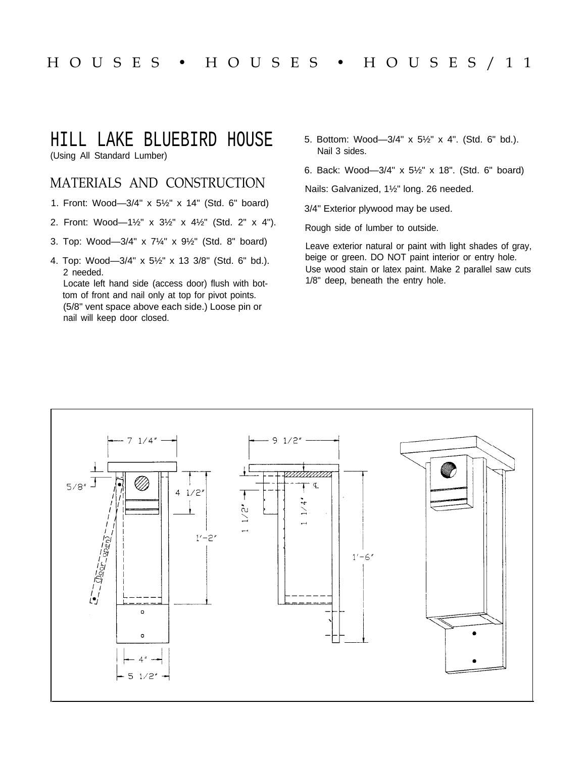# HILL LAKE BLUEBIRD HOUSE

(Using All Standard Lumber)

## MATERIALS AND CONSTRUCTION

1. Front: Wood—3/4" x 5½" x 14" (Std. 6" board)
2. Front: Wood—1½" x 3½" x 4½" (Std. 2" x 4").
3. Top: Wood—3/4" x 7¼" x 9½" (Std. 8" board)
4. Top: Wood—3/4" x 5½" x 13 3/8" (Std. 6" bd.). 2 needed.
   Locate left hand side (access door) flush with bottom of front and nail only at top for pivot points. (5/8" vent space above each side.) Loose pin or nail will keep door closed.
5. Bottom: Wood—3/4" x 5½" x 4". (Std. 6" bd.). Nail 3 sides.
6. Back: Wood—3/4" x 5½" x 18". (Std. 6" board)

Nails: Galvanized, 1½" long. 26 needed.

3/4" Exterior plywood may be used.

Rough side of lumber to outside.

Leave exterior natural or paint with light shades of gray, beige or green. DO NOT paint interior or entry hole. Use wood stain or latex paint. Make 2 parallel saw cuts 1/8" deep, beneath the entry hole.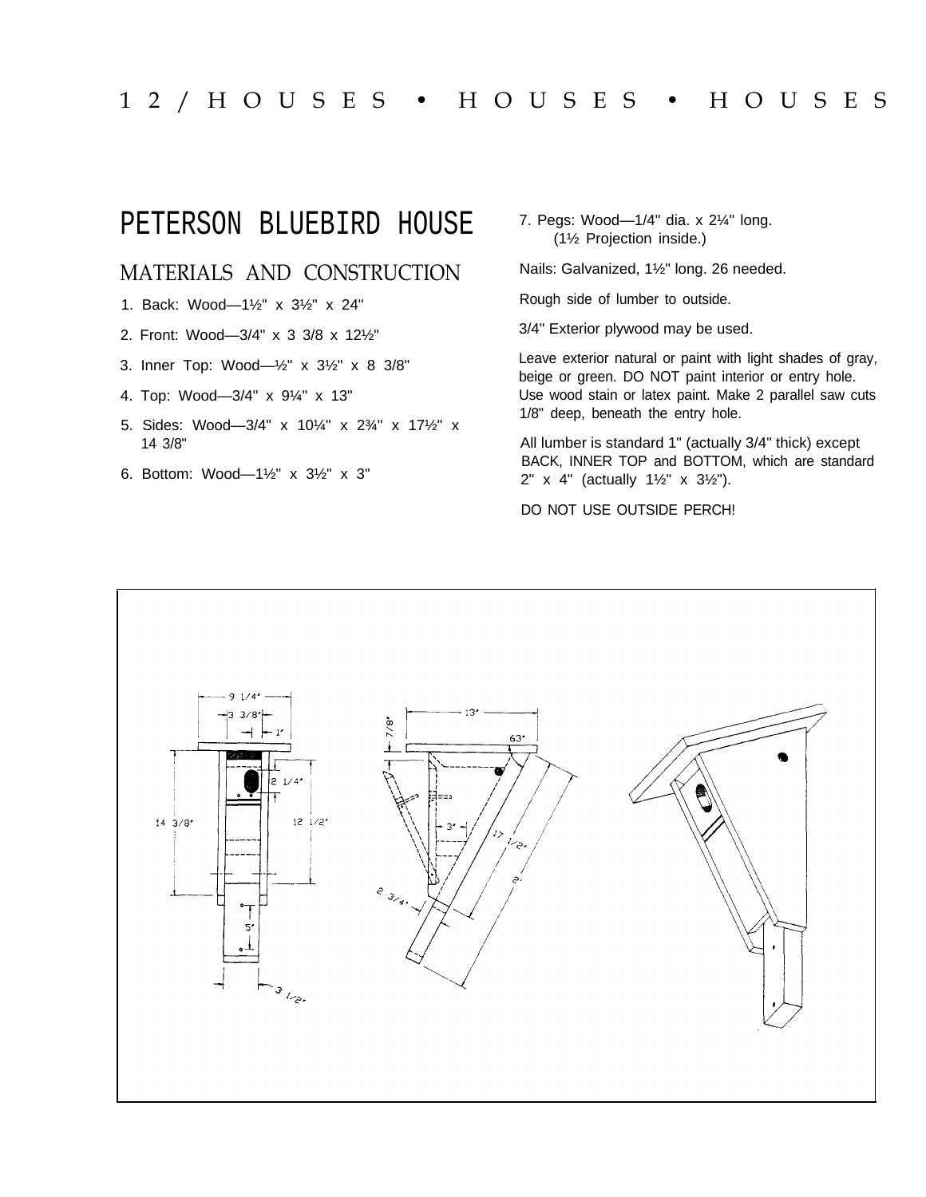# PETERSON BLUEBIRD HOUSE

## MATERIALS AND CONSTRUCTION

1. Back: Wood—1½" x 3½" x 24"
2. Front: Wood—3/4" x 3 3/8 x 12½"
3. Inner Top: Wood—½" x 3½" x 8 3/8"
4. Top: Wood—3/4" x 9¼" x 13"
5. Sides: Wood—3/4" x 10¼" x 2¾" x 17½" x 14 3/8"
6. Bottom: Wood—1½" x 3½" x 3"
7. Pegs: Wood—1/4" dia. x 2¼" long. (1½ Projection inside.)

Nails: Galvanized, 1½" long. 26 needed.

Rough side of lumber to outside.

3/4" Exterior plywood may be used.

Leave exterior natural or paint with light shades of gray, beige or green. DO NOT paint interior or entry hole. Use wood stain or latex paint. Make 2 parallel saw cuts 1/8" deep, beneath the entry hole.

All lumber is standard 1" (actually 3/4" thick) except BACK, INNER TOP and BOTTOM, which are standard 2" x 4" (actually 1½" x 3½").

DO NOT USE OUTSIDE PERCH!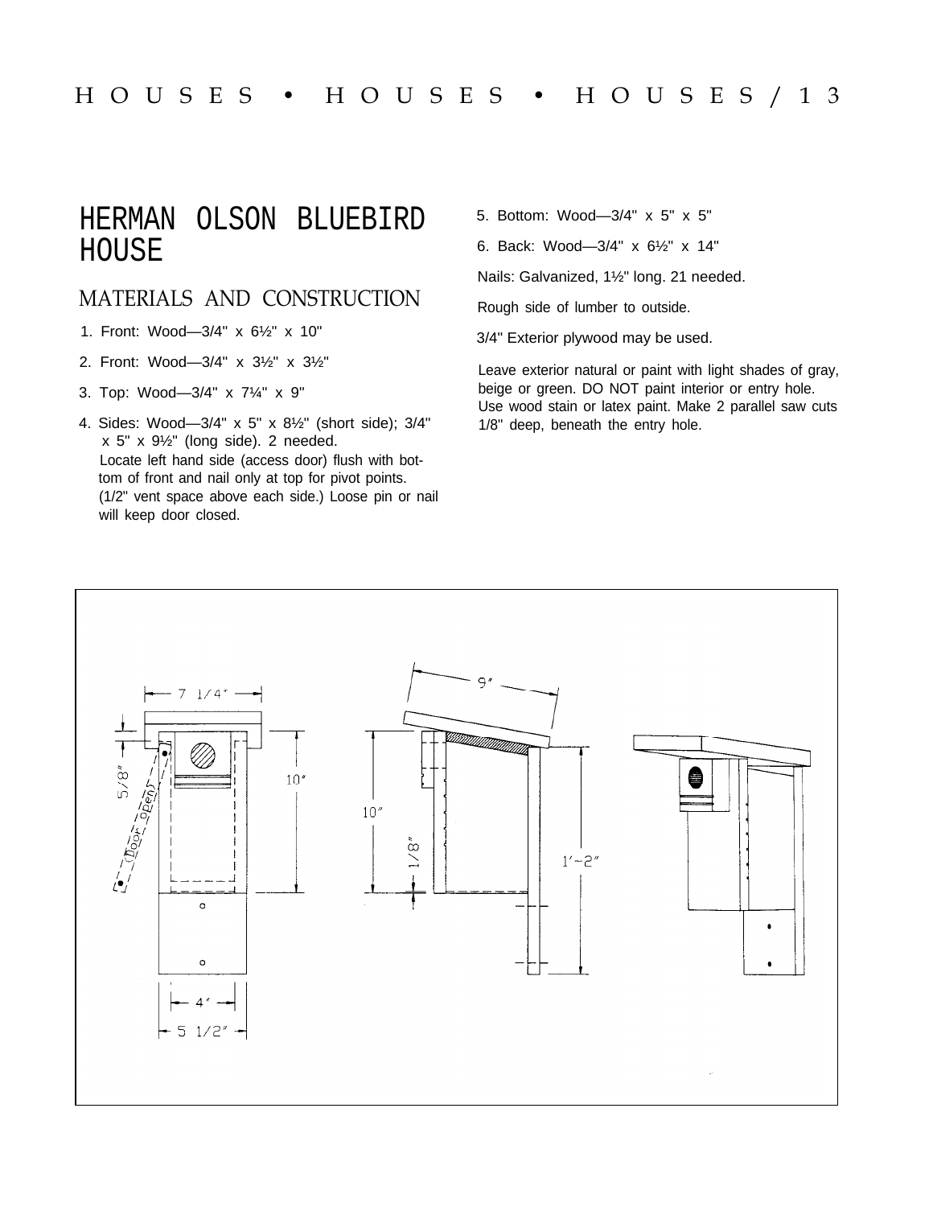# HERMAN OLSON BLUEBIRD HOUSE

## MATERIALS AND CONSTRUCTION

1. Front: Wood—3/4" x 6½" x 10"
2. Front: Wood—3/4" x 3½" x 3½"
3. Top: Wood—3/4" x 7¼" x 9"
4. Sides: Wood—3/4" x 5" x 8½" (short side); 3/4" x 5" x 9½" (long side). 2 needed.
   Locate left hand side (access door) flush with bottom of front and nail only at top for pivot points. (1/2" vent space above each side.) Loose pin or nail will keep door closed.
5. Bottom: Wood—3/4" x 5" x 5"
6. Back: Wood—3/4" x 6½" x 14"

Nails: Galvanized, 1½" long. 21 needed.

Rough side of lumber to outside.

3/4" Exterior plywood may be used.

Leave exterior natural or paint with light shades of gray, beige or green. DO NOT paint interior or entry hole. Use wood stain or latex paint. Make 2 parallel saw cuts 1/8" deep, beneath the entry hole.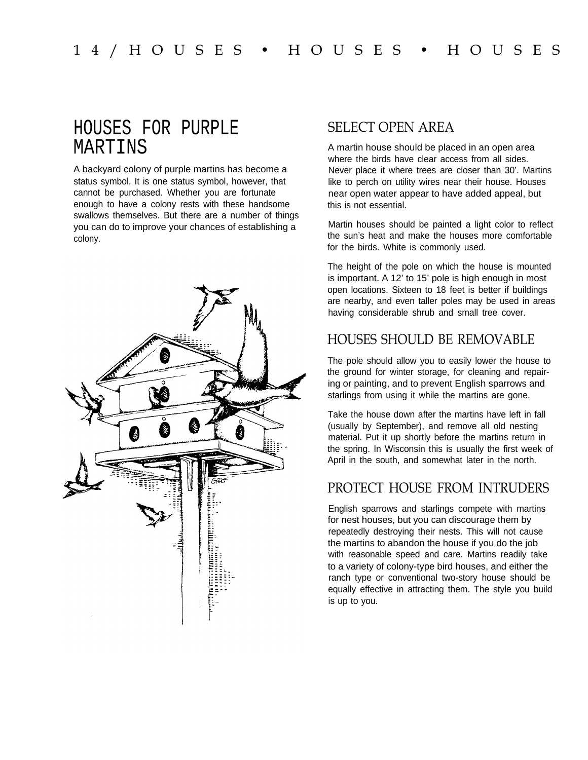# HOUSES FOR PURPLE MARTINS

A backyard colony of purple martins has become a status symbol. It is one status symbol, however, that cannot be purchased. Whether you are fortunate enough to have a colony rests with these handsome swallows themselves. But there are a number of things you can do to improve your chances of establishing a colony.

## SELECT OPEN AREA

A martin house should be placed in an open area where the birds have clear access from all sides. Never place it where trees are closer than 30'. Martins like to perch on utility wires near their house. Houses near open water appear to have added appeal, but this is not essential.

Martin houses should be painted a light color to reflect the sun's heat and make the houses more comfortable for the birds. White is commonly used.

The height of the pole on which the house is mounted is important. A 12' to 15' pole is high enough in most open locations. Sixteen to 18 feet is better if buildings are nearby, and even taller poles may be used in areas having considerable shrub and small tree cover.

## HOUSES SHOULD BE REMOVABLE

The pole should allow you to easily lower the house to the ground for winter storage, for cleaning and repairing or painting, and to prevent English sparrows and starlings from using it while the martins are gone.

Take the house down after the martins have left in fall (usually by September), and remove all old nesting material. Put it up shortly before the martins return in the spring. In Wisconsin this is usually the first week of April in the south, and somewhat later in the north.

## PROTECT HOUSE FROM INTRUDERS

English sparrows and starlings compete with martins for nest houses, but you can discourage them by repeatedly destroying their nests. This will not cause the martins to abandon the house if you do the job with reasonable speed and care. Martins readily take to a variety of colony-type bird houses, and either the ranch type or conventional two-story house should be equally effective in attracting them. The style you build is up to you.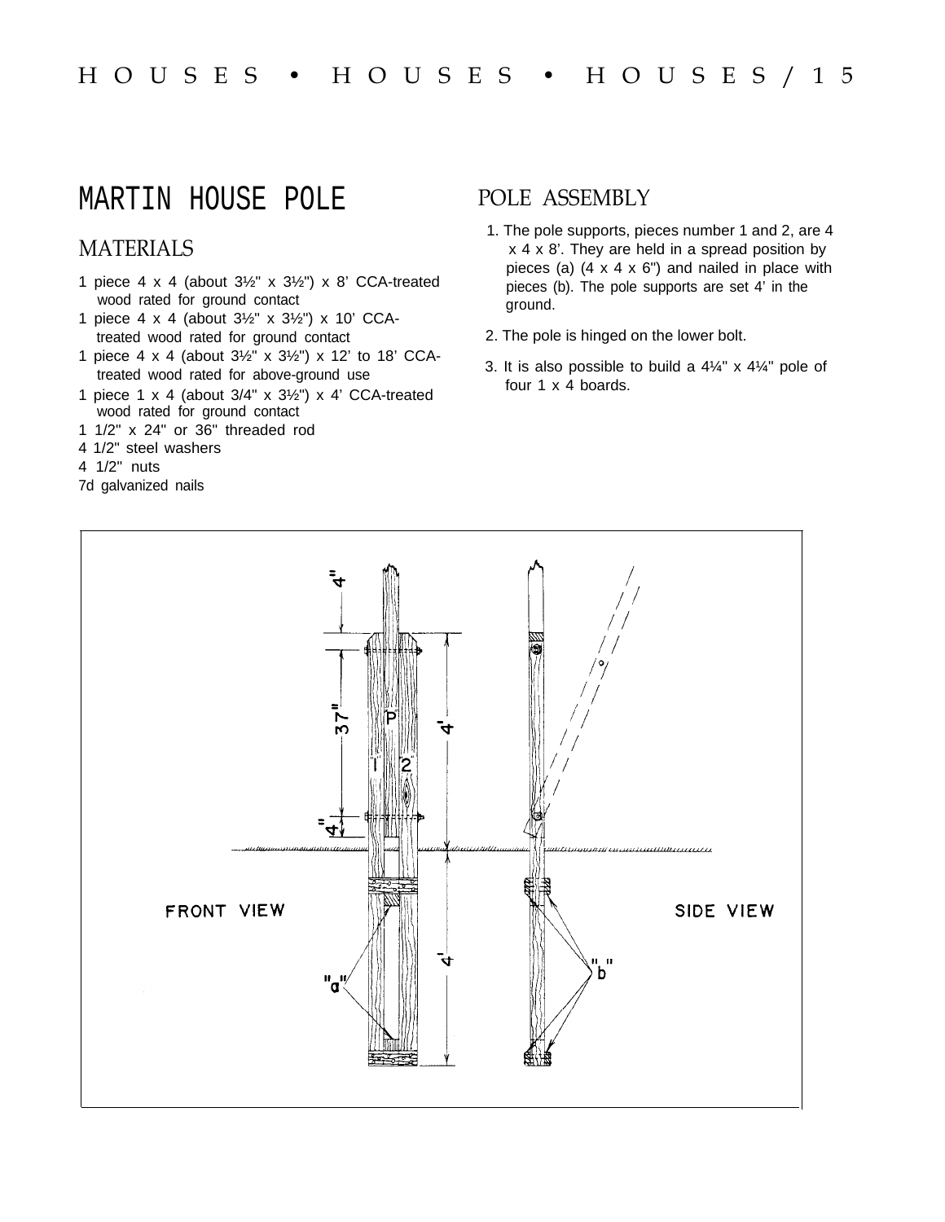# MARTIN HOUSE POLE

## MATERIALS

1 piece 4 x 4 (about 3½" x 3½") x 8' CCA-treated wood rated for ground contact
1 piece 4 x 4 (about 3½" x 3½") x 10' CCA-treated wood rated for ground contact
1 piece 4 x 4 (about 3½" x 3½") x 12' to 18' CCA-treated wood rated for above-ground use
1 piece 1 x 4 (about 3/4" x 3½") x 4' CCA-treated wood rated for ground contact
1 1/2" x 24" or 36" threaded rod
4 1/2" steel washers
4 1/2" nuts
7d galvanized nails

## POLE ASSEMBLY

1. The pole supports, pieces number 1 and 2, are 4 x 4 x 8'. They are held in a spread position by pieces (a) (4 x 4 x 6") and nailed in place with pieces (b). The pole supports are set 4' in the ground.
2. The pole is hinged on the lower bolt.
3. It is also possible to build a 4¼" x 4¼" pole of four 1 x 4 boards.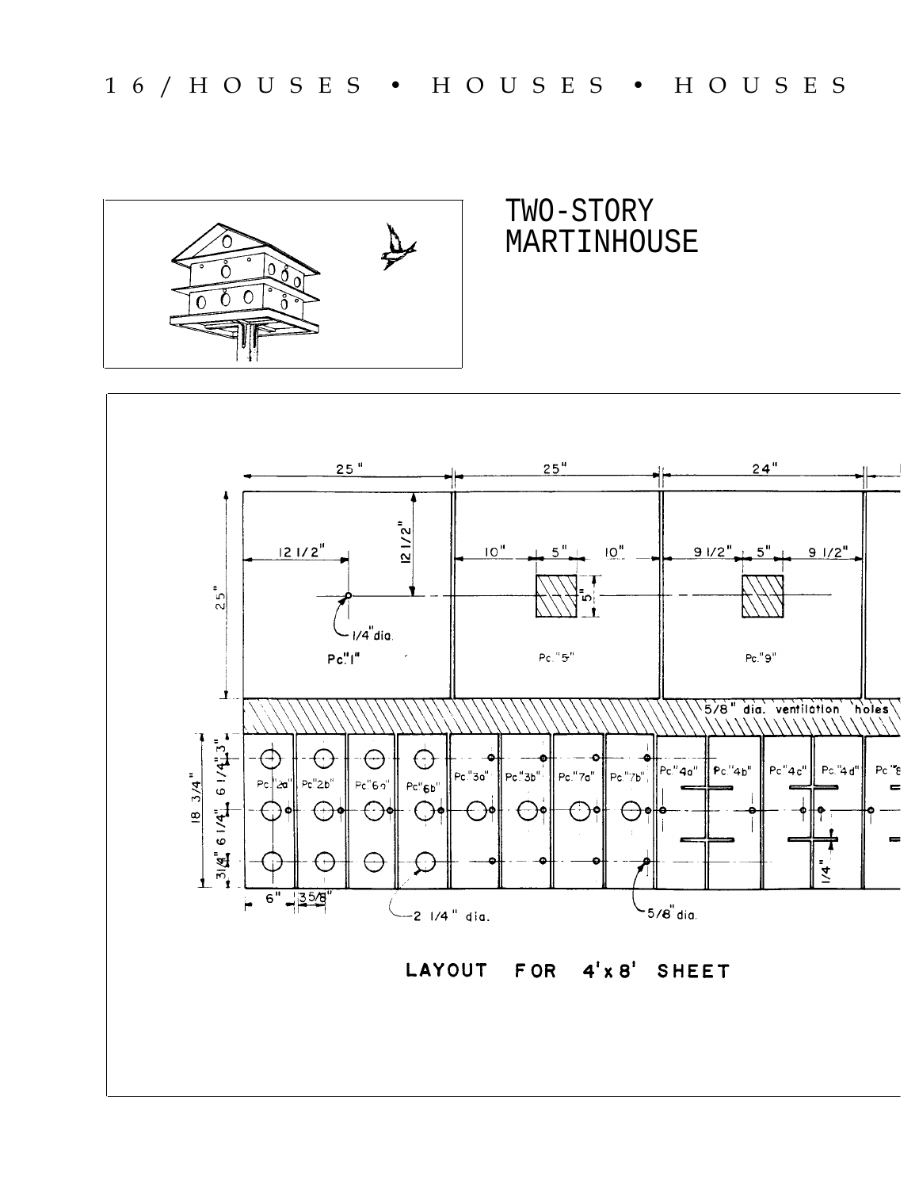# TWO-STORY MARTINHOUSE

25" 25" 24"

12 1/2" 12 1/2" 10" 5" 10" 9 1/2" 5" 9 1/2"

25" 5"

1/4" dia.

Pc."1" Pc."5" Pc."9"

5/8" dia. ventilation holes

18 3/4" 3" 6 1/4" 6 1/4" 3 1/4"

Pc."2a" Pc."2b" Pc."6a" Pc."6b" Pc."3a" Pc."3b" Pc."7a" Pc."7b" Pc."4a" Pc."4b" Pc."4c" Pc."4d" Pc."8

1/4"

6" 3 5/8"

2 1/4" dia. 5/8" dia.

LAYOUT FOR 4'x 8' SHEET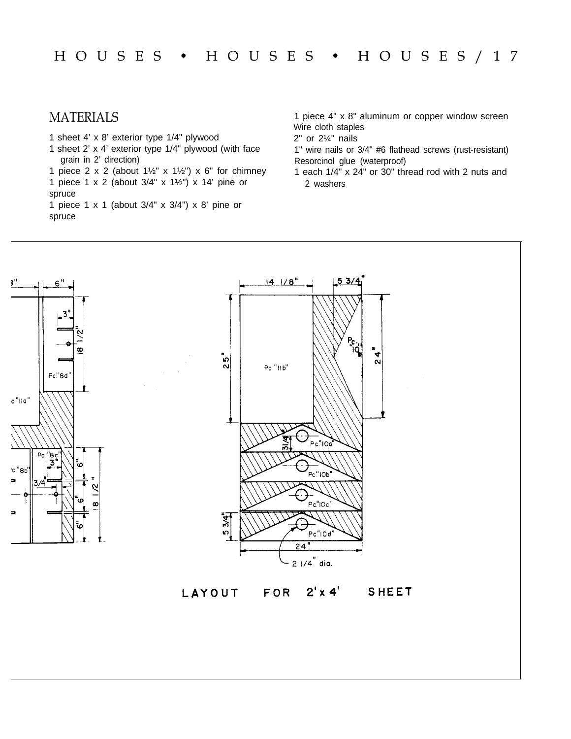## MATERIALS

1 sheet 4' x 8' exterior type 1/4" plywood
1 sheet 2' x 4' exterior type 1/4" plywood (with face grain in 2' direction)
1 piece 2 x 2 (about 1½" x 1½") x 6" for chimney
1 piece 1 x 2 (about 3/4" x 1½") x 14' pine or spruce
1 piece 1 x 1 (about 3/4" x 3/4") x 8' pine or spruce
1 piece 4" x 8" aluminum or copper window screen
Wire cloth staples
2" or 2¼" nails
1" wire nails or 3/4" #6 flathead screws (rust-resistant)
Resorcinol glue (waterproof)
1 each 1/4" x 24" or 30" thread rod with 2 nuts and 2 washers

LAYOUT FOR 2'x 4' SHEET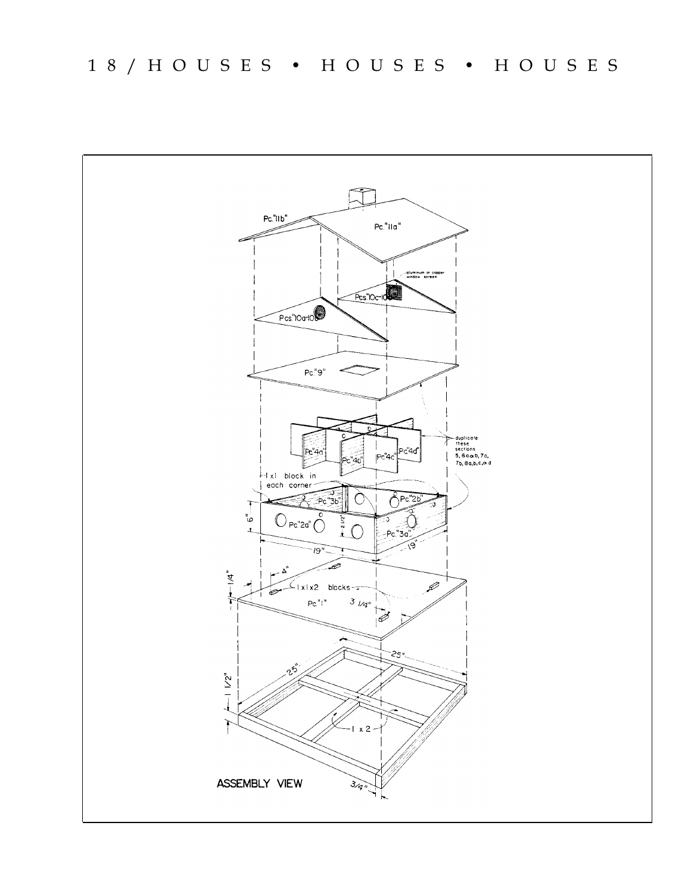ASSEMBLY VIEW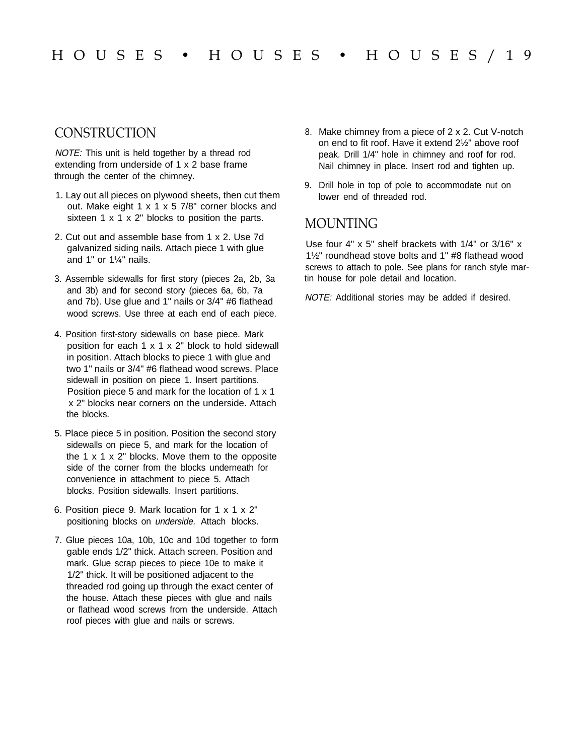## CONSTRUCTION

*NOTE:* This unit is held together by a thread rod extending from underside of 1 x 2 base frame through the center of the chimney.

1. Lay out all pieces on plywood sheets, then cut them out. Make eight 1 x 1 x 5 7/8" corner blocks and sixteen 1 x 1 x 2" blocks to position the parts.

2. Cut out and assemble base from 1 x 2. Use 7d galvanized siding nails. Attach piece 1 with glue and 1" or 1¼" nails.

3. Assemble sidewalls for first story (pieces 2a, 2b, 3a and 3b) and for second story (pieces 6a, 6b, 7a and 7b). Use glue and 1" nails or 3/4" #6 flathead wood screws. Use three at each end of each piece.

4. Position first-story sidewalls on base piece. Mark position for each 1 x 1 x 2" block to hold sidewall in position. Attach blocks to piece 1 with glue and two 1" nails or 3/4" #6 flathead wood screws. Place sidewall in position on piece 1. Insert partitions. Position piece 5 and mark for the location of 1 x 1 x 2" blocks near corners on the underside. Attach the blocks.

5. Place piece 5 in position. Position the second story sidewalls on piece 5, and mark for the location of the 1 x 1 x 2" blocks. Move them to the opposite side of the corner from the blocks underneath for convenience in attachment to piece 5. Attach blocks. Position sidewalls. Insert partitions.

6. Position piece 9. Mark location for 1 x 1 x 2" positioning blocks on *underside.* Attach blocks.

7. Glue pieces 10a, 10b, 10c and 10d together to form gable ends 1/2" thick. Attach screen. Position and mark. Glue scrap pieces to piece 10e to make it 1/2" thick. It will be positioned adjacent to the threaded rod going up through the exact center of the house. Attach these pieces with glue and nails or flathead wood screws from the underside. Attach roof pieces with glue and nails or screws.

8. Make chimney from a piece of 2 x 2. Cut V-notch on end to fit roof. Have it extend 2½" above roof peak. Drill 1/4" hole in chimney and roof for rod. Nail chimney in place. Insert rod and tighten up.

9. Drill hole in top of pole to accommodate nut on lower end of threaded rod.

## MOUNTING

Use four 4" x 5" shelf brackets with 1/4" or 3/16" x 1½" roundhead stove bolts and 1" #8 flathead wood screws to attach to pole. See plans for ranch style martin house for pole detail and location.

*NOTE:* Additional stories may be added if desired.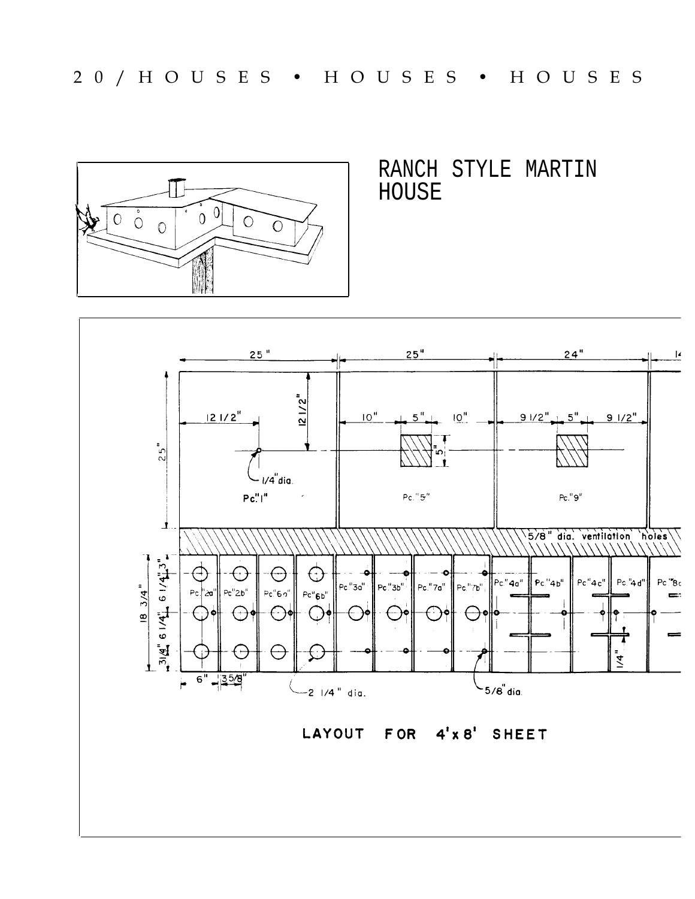# RANCH STYLE MARTIN HOUSE

LAYOUT FOR 4'x 8' SHEET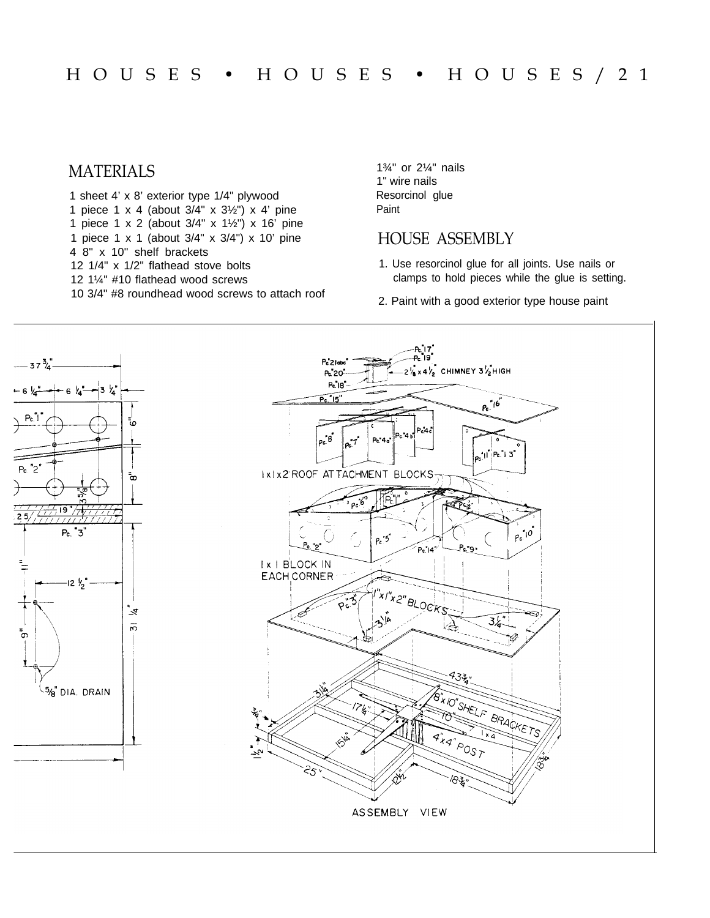## MATERIALS

1 sheet 4' x 8' exterior type 1/4" plywood
1 piece 1 x 4 (about 3/4" x 3½") x 4' pine
1 piece 1 x 2 (about 3/4" x 1½") x 16' pine
1 piece 1 x 1 (about 3/4" x 3/4") x 10' pine
4 8" x 10" shelf brackets
12 1/4" x 1/2" flathead stove bolts
12 1¼" #10 flathead wood screws
10 3/4" #8 roundhead wood screws to attach roof
1¾" or 2¼" nails
1" wire nails
Resorcinol glue
Paint

## HOUSE ASSEMBLY

1. Use resorcinol glue for all joints. Use nails or clamps to hold pieces while the glue is setting.
2. Paint with a good exterior type house paint

ASSEMBLY VIEW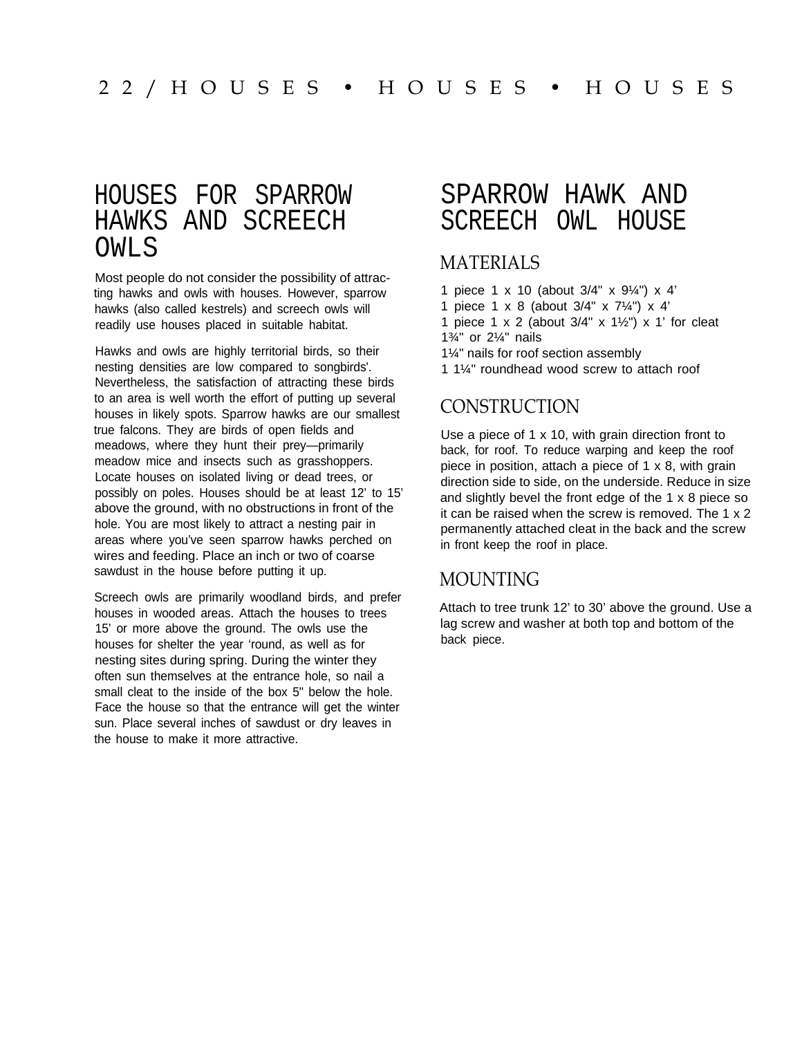# HOUSES FOR SPARROW HAWKS AND SCREECH OWLS

Most people do not consider the possibility of attracting hawks and owls with houses. However, sparrow hawks (also called kestrels) and screech owls will readily use houses placed in suitable habitat.

Hawks and owls are highly territorial birds, so their nesting densities are low compared to songbirds'. Nevertheless, the satisfaction of attracting these birds to an area is well worth the effort of putting up several houses in likely spots. Sparrow hawks are our smallest true falcons. They are birds of open fields and meadows, where they hunt their prey—primarily meadow mice and insects such as grasshoppers. Locate houses on isolated living or dead trees, or possibly on poles. Houses should be at least 12' to 15' above the ground, with no obstructions in front of the hole. You are most likely to attract a nesting pair in areas where you've seen sparrow hawks perched on wires and feeding. Place an inch or two of coarse sawdust in the house before putting it up.

Screech owls are primarily woodland birds, and prefer houses in wooded areas. Attach the houses to trees 15' or more above the ground. The owls use the houses for shelter the year 'round, as well as for nesting sites during spring. During the winter they often sun themselves at the entrance hole, so nail a small cleat to the inside of the box 5" below the hole. Face the house so that the entrance will get the winter sun. Place several inches of sawdust or dry leaves in the house to make it more attractive.

# SPARROW HAWK AND SCREECH OWL HOUSE

## MATERIALS

1 piece 1 x 10 (about 3/4" x 9¼") x 4'
1 piece 1 x 8 (about 3/4" x 7¼") x 4'
1 piece 1 x 2 (about 3/4" x 1½") x 1' for cleat
1¾" or 2¼" nails
1¼" nails for roof section assembly
1 1¼" roundhead wood screw to attach roof

## CONSTRUCTION

Use a piece of 1 x 10, with grain direction front to back, for roof. To reduce warping and keep the roof piece in position, attach a piece of 1 x 8, with grain direction side to side, on the underside. Reduce in size and slightly bevel the front edge of the 1 x 8 piece so it can be raised when the screw is removed. The 1 x 2 permanently attached cleat in the back and the screw in front keep the roof in place.

## MOUNTING

Attach to tree trunk 12' to 30' above the ground. Use a lag screw and washer at both top and bottom of the back piece.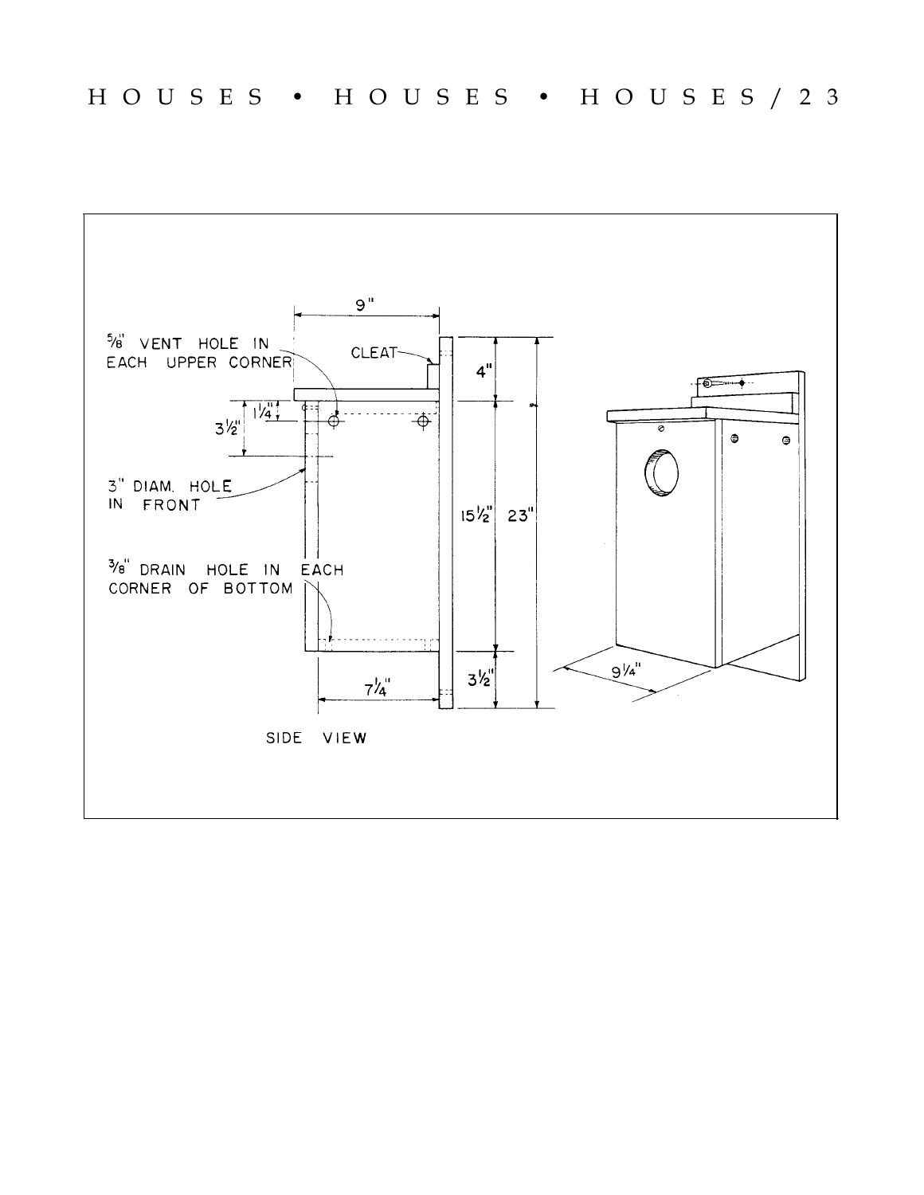5/8" VENT HOLE IN EACH UPPER CORNER

CLEAT

9"

4"

1 1/4"

3 1/2"

3" DIAM. HOLE IN FRONT

15 1/2"

23"

3/8" DRAIN HOLE IN EACH CORNER OF BOTTOM

7 1/4"

3 1/2"

9 1/4"

SIDE VIEW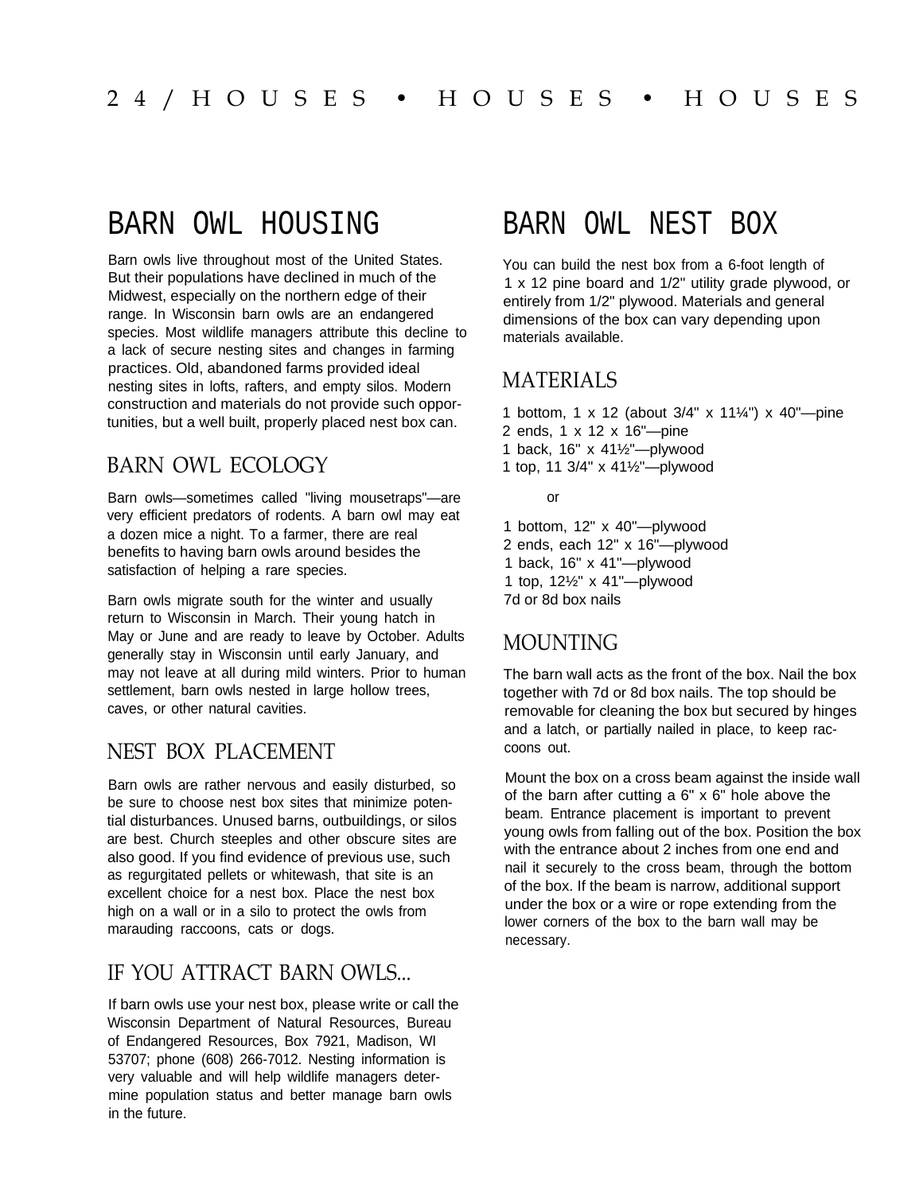# BARN OWL HOUSING

Barn owls live throughout most of the United States. But their populations have declined in much of the Midwest, especially on the northern edge of their range. In Wisconsin barn owls are an endangered species. Most wildlife managers attribute this decline to a lack of secure nesting sites and changes in farming practices. Old, abandoned farms provided ideal nesting sites in lofts, rafters, and empty silos. Modern construction and materials do not provide such opportunities, but a well built, properly placed nest box can.

## BARN OWL ECOLOGY

Barn owls—sometimes called "living mousetraps"—are very efficient predators of rodents. A barn owl may eat a dozen mice a night. To a farmer, there are real benefits to having barn owls around besides the satisfaction of helping a rare species.

Barn owls migrate south for the winter and usually return to Wisconsin in March. Their young hatch in May or June and are ready to leave by October. Adults generally stay in Wisconsin until early January, and may not leave at all during mild winters. Prior to human settlement, barn owls nested in large hollow trees, caves, or other natural cavities.

## NEST BOX PLACEMENT

Barn owls are rather nervous and easily disturbed, so be sure to choose nest box sites that minimize potential disturbances. Unused barns, outbuildings, or silos are best. Church steeples and other obscure sites are also good. If you find evidence of previous use, such as regurgitated pellets or whitewash, that site is an excellent choice for a nest box. Place the nest box high on a wall or in a silo to protect the owls from marauding raccoons, cats or dogs.

## IF YOU ATTRACT BARN OWLS...

If barn owls use your nest box, please write or call the Wisconsin Department of Natural Resources, Bureau of Endangered Resources, Box 7921, Madison, WI 53707; phone (608) 266-7012. Nesting information is very valuable and will help wildlife managers determine population status and better manage barn owls in the future.

# BARN OWL NEST BOX

You can build the nest box from a 6-foot length of 1 x 12 pine board and 1/2" utility grade plywood, or entirely from 1/2" plywood. Materials and general dimensions of the box can vary depending upon materials available.

## MATERIALS

1 bottom, 1 x 12 (about 3/4" x 11¼") x 40"—pine
2 ends, 1 x 12 x 16"—pine
1 back, 16" x 41½"—plywood
1 top, 11 3/4" x 41½"—plywood

or

1 bottom, 12" x 40"—plywood
2 ends, each 12" x 16"—plywood
1 back, 16" x 41"—plywood
1 top, 12½" x 41"—plywood
7d or 8d box nails

## MOUNTING

The barn wall acts as the front of the box. Nail the box together with 7d or 8d box nails. The top should be removable for cleaning the box but secured by hinges and a latch, or partially nailed in place, to keep raccoons out.

Mount the box on a cross beam against the inside wall of the barn after cutting a 6" x 6" hole above the beam. Entrance placement is important to prevent young owls from falling out of the box. Position the box with the entrance about 2 inches from one end and nail it securely to the cross beam, through the bottom of the box. If the beam is narrow, additional support under the box or a wire or rope extending from the lower corners of the box to the barn wall may be necessary.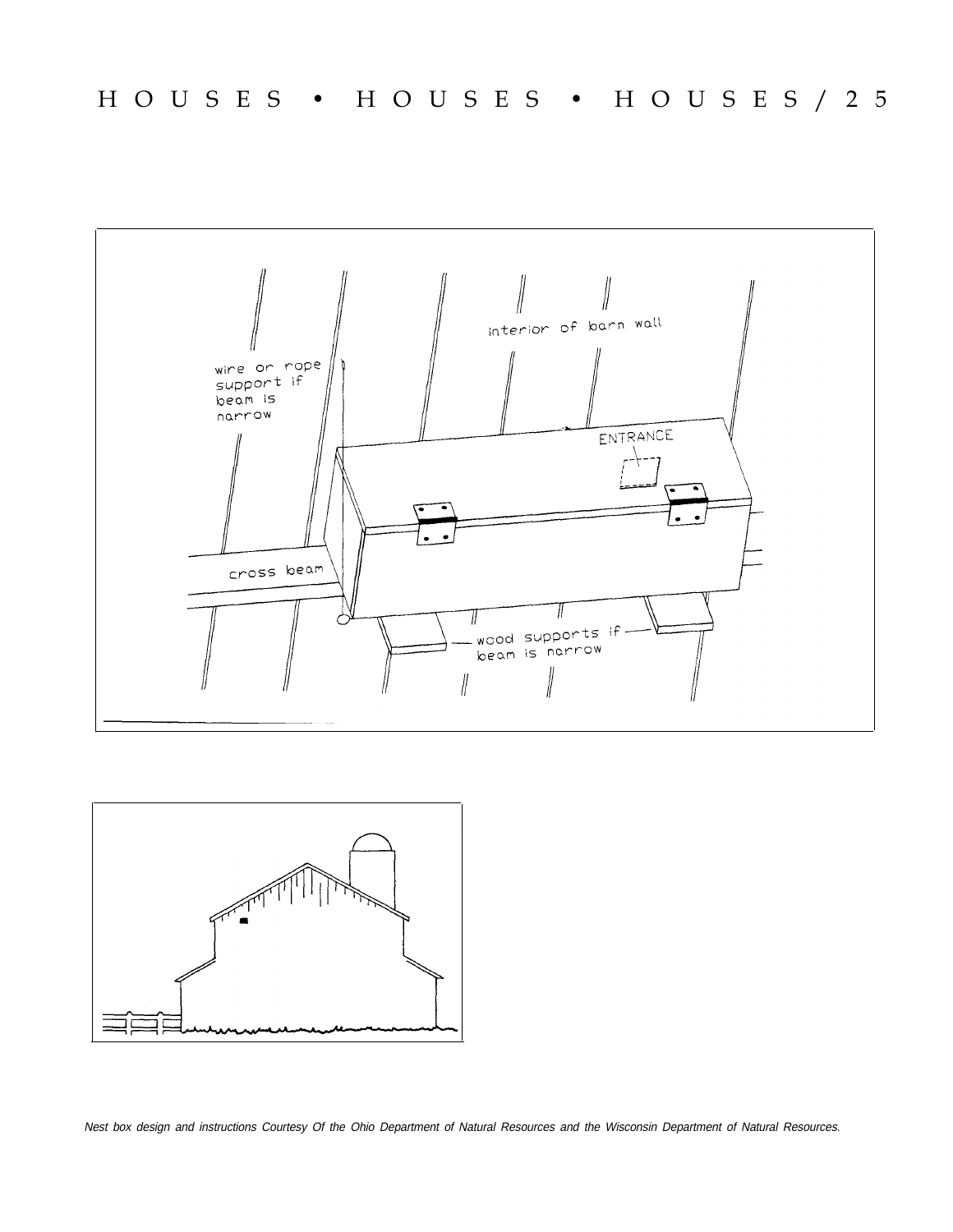interior of barn wall

wire or rope support if beam is narrow

ENTRANCE

cross beam

wood supports if beam is narrow

*Nest box design and instructions Courtesy Of the Ohio Department of Natural Resources and the Wisconsin Department of Natural Resources.*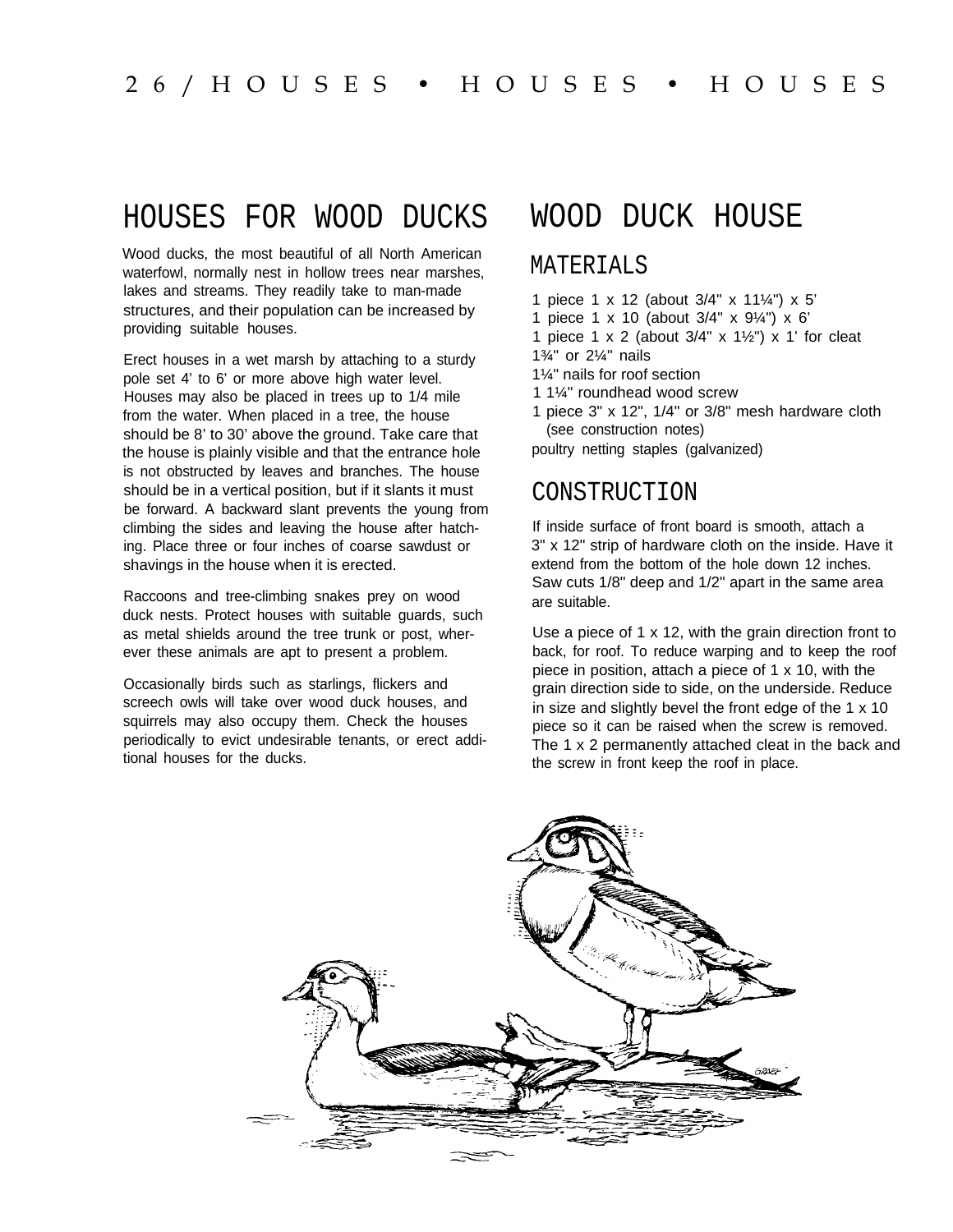# HOUSES FOR WOOD DUCKS

Wood ducks, the most beautiful of all North American waterfowl, normally nest in hollow trees near marshes, lakes and streams. They readily take to man-made structures, and their population can be increased by providing suitable houses.

Erect houses in a wet marsh by attaching to a sturdy pole set 4' to 6' or more above high water level. Houses may also be placed in trees up to 1/4 mile from the water. When placed in a tree, the house should be 8' to 30' above the ground. Take care that the house is plainly visible and that the entrance hole is not obstructed by leaves and branches. The house should be in a vertical position, but if it slants it must be forward. A backward slant prevents the young from climbing the sides and leaving the house after hatching. Place three or four inches of coarse sawdust or shavings in the house when it is erected.

Raccoons and tree-climbing snakes prey on wood duck nests. Protect houses with suitable guards, such as metal shields around the tree trunk or post, wherever these animals are apt to present a problem.

Occasionally birds such as starlings, flickers and screech owls will take over wood duck houses, and squirrels may also occupy them. Check the houses periodically to evict undesirable tenants, or erect additional houses for the ducks.

# WOOD DUCK HOUSE

## MATERIALS

1 piece 1 x 12 (about 3/4" x 11¼") x 5'
1 piece 1 x 10 (about 3/4" x 9¼") x 6'
1 piece 1 x 2 (about 3/4" x 1½") x 1' for cleat
1¾" or 2¼" nails
1¼" nails for roof section
1 1¼" roundhead wood screw
1 piece 3" x 12", 1/4" or 3/8" mesh hardware cloth (see construction notes)
poultry netting staples (galvanized)

## CONSTRUCTION

If inside surface of front board is smooth, attach a 3" x 12" strip of hardware cloth on the inside. Have it extend from the bottom of the hole down 12 inches. Saw cuts 1/8" deep and 1/2" apart in the same area are suitable.

Use a piece of 1 x 12, with the grain direction front to back, for roof. To reduce warping and to keep the roof piece in position, attach a piece of 1 x 10, with the grain direction side to side, on the underside. Reduce in size and slightly bevel the front edge of the 1 x 10 piece so it can be raised when the screw is removed. The 1 x 2 permanently attached cleat in the back and the screw in front keep the roof in place.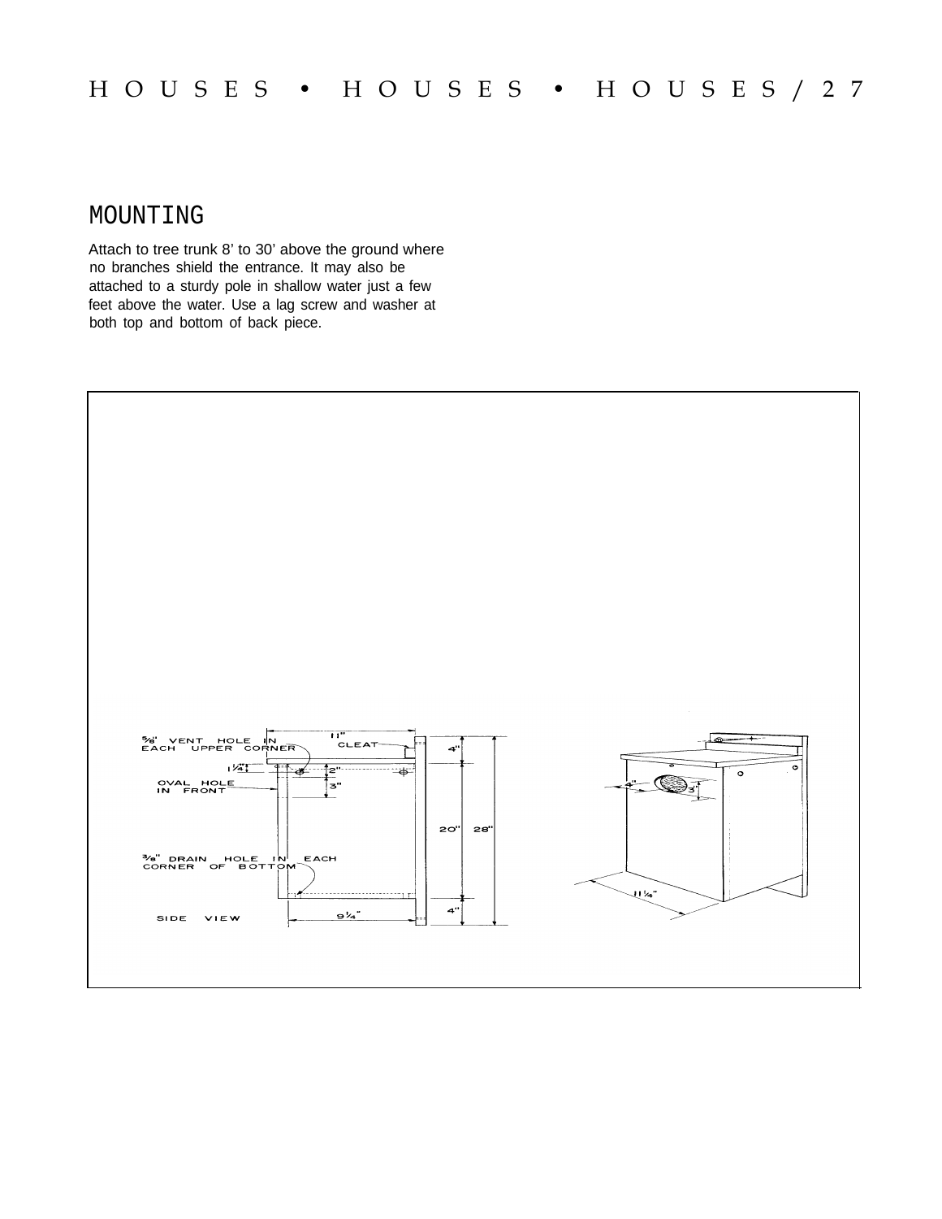## MOUNTING

Attach to tree trunk 8' to 30' above the ground where no branches shield the entrance. It may also be attached to a sturdy pole in shallow water just a few feet above the water. Use a lag screw and washer at both top and bottom of back piece.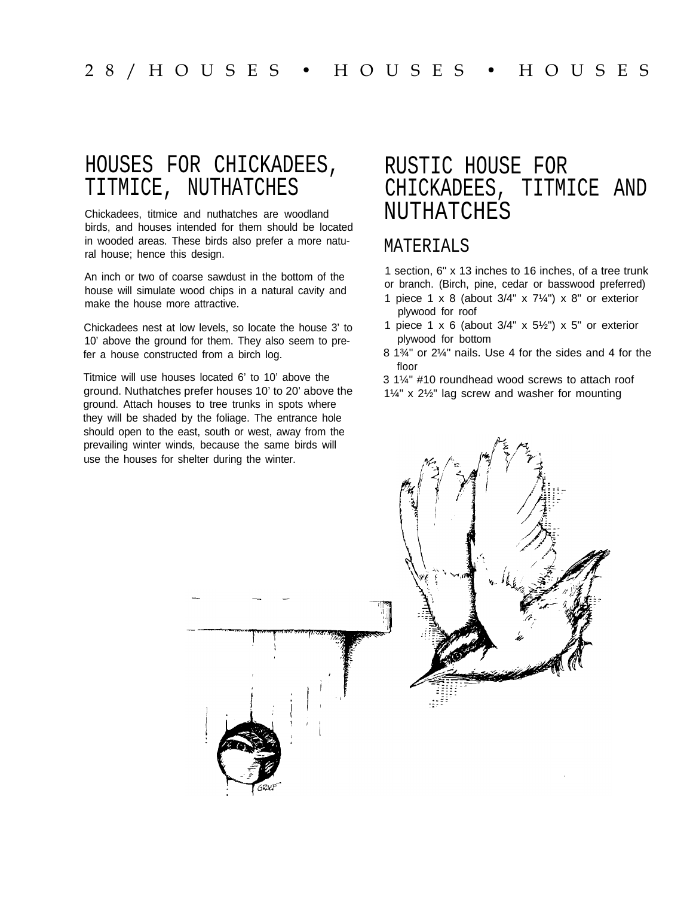# HOUSES FOR CHICKADEES, TITMICE, NUTHATCHES

Chickadees, titmice and nuthatches are woodland birds, and houses intended for them should be located in wooded areas. These birds also prefer a more natural house; hence this design.

An inch or two of coarse sawdust in the bottom of the house will simulate wood chips in a natural cavity and make the house more attractive.

Chickadees nest at low levels, so locate the house 3' to 10' above the ground for them. They also seem to prefer a house constructed from a birch log.

Titmice will use houses located 6' to 10' above the ground. Nuthatches prefer houses 10' to 20' above the ground. Attach houses to tree trunks in spots where they will be shaded by the foliage. The entrance hole should open to the east, south or west, away from the prevailing winter winds, because the same birds will use the houses for shelter during the winter.

# RUSTIC HOUSE FOR CHICKADEES, TITMICE AND NUTHATCHES

## MATERIALS

1 section, 6" x 13 inches to 16 inches, of a tree trunk or branch. (Birch, pine, cedar or basswood preferred)
1 piece 1 x 8 (about 3/4" x 7¼") x 8" or exterior plywood for roof
1 piece 1 x 6 (about 3/4" x 5½") x 5" or exterior plywood for bottom
8 1¾" or 2¼" nails. Use 4 for the sides and 4 for the floor
3 1¼" #10 roundhead wood screws to attach roof
1¼" x 2½" lag screw and washer for mounting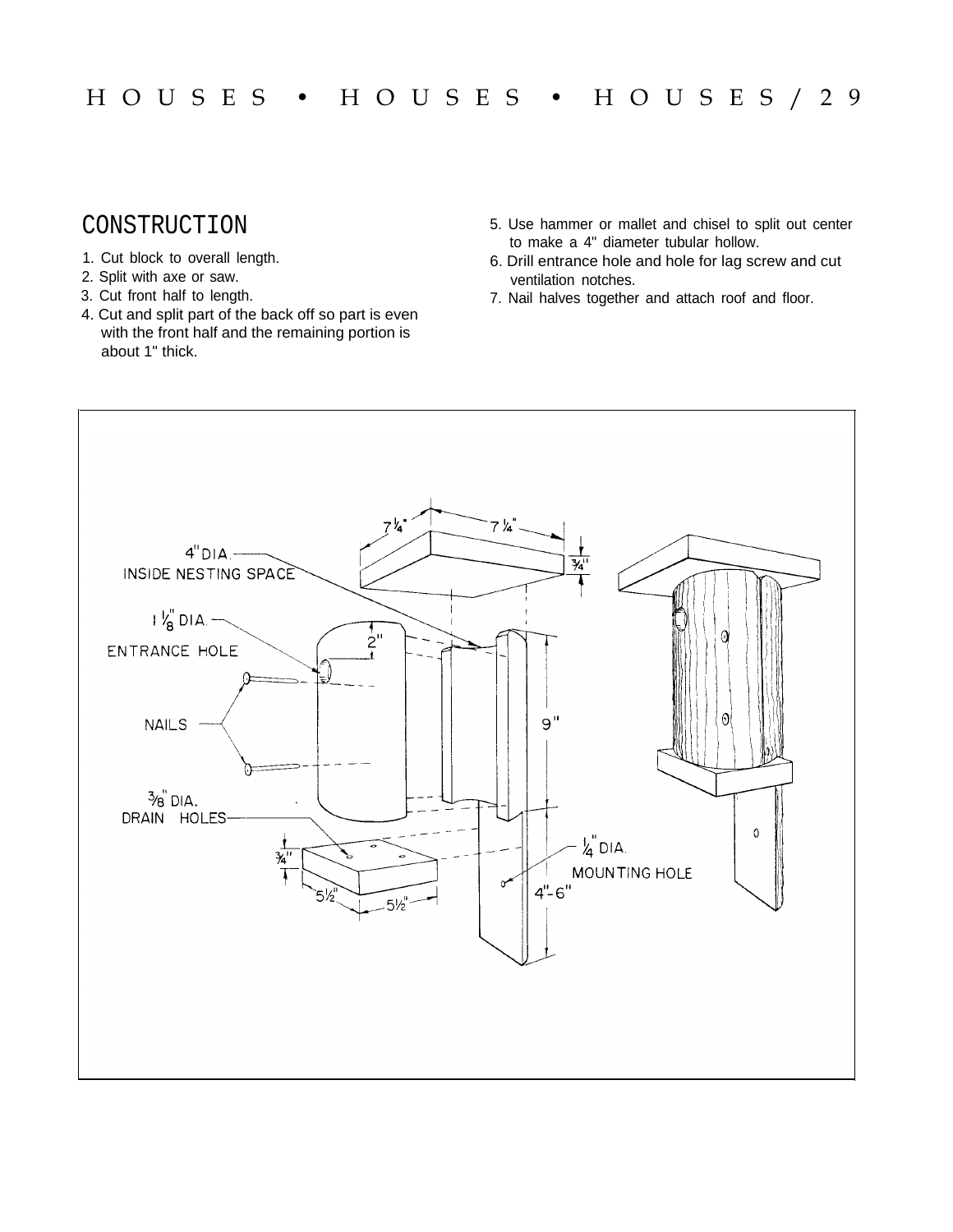## CONSTRUCTION

1. Cut block to overall length.
2. Split with axe or saw.
3. Cut front half to length.
4. Cut and split part of the back off so part is even with the front half and the remaining portion is about 1" thick.
5. Use hammer or mallet and chisel to split out center to make a 4" diameter tubular hollow.
6. Drill entrance hole and hole for lag screw and cut ventilation notches.
7. Nail halves together and attach roof and floor.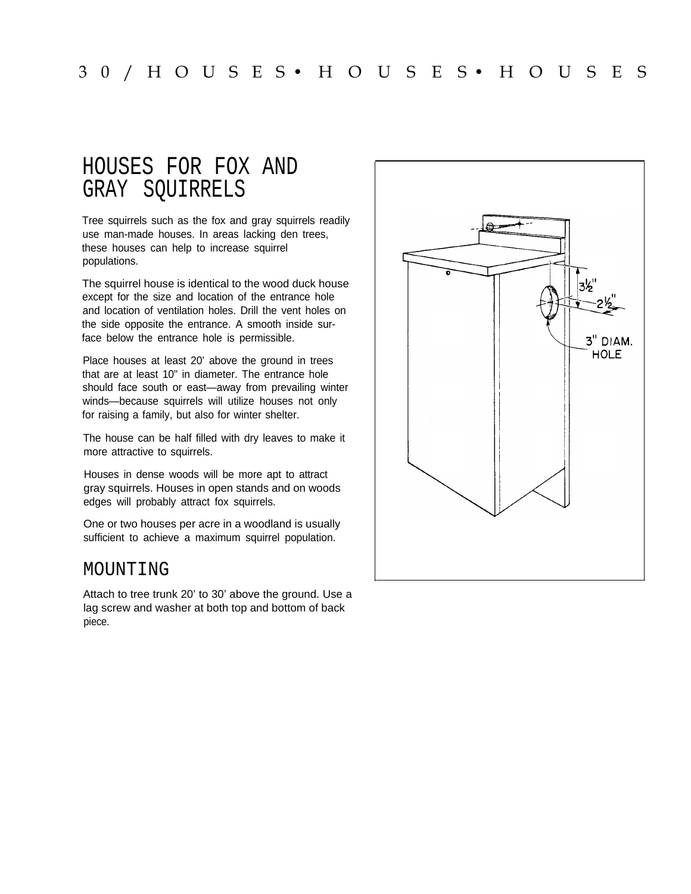# HOUSES FOR FOX AND GRAY SQUIRRELS

Tree squirrels such as the fox and gray squirrels readily use man-made houses. In areas lacking den trees, these houses can help to increase squirrel populations.

The squirrel house is identical to the wood duck house except for the size and location of the entrance hole and location of ventilation holes. Drill the vent holes on the side opposite the entrance. A smooth inside surface below the entrance hole is permissible.

Place houses at least 20' above the ground in trees that are at least 10" in diameter. The entrance hole should face south or east—away from prevailing winter winds—because squirrels will utilize houses not only for raising a family, but also for winter shelter.

The house can be half filled with dry leaves to make it more attractive to squirrels.

Houses in dense woods will be more apt to attract gray squirrels. Houses in open stands and on woods edges will probably attract fox squirrels.

One or two houses per acre in a woodland is usually sufficient to achieve a maximum squirrel population.

## MOUNTING

Attach to tree trunk 20' to 30' above the ground. Use a lag screw and washer at both top and bottom of back piece.

3½"

2½"

3" DIAM. HOLE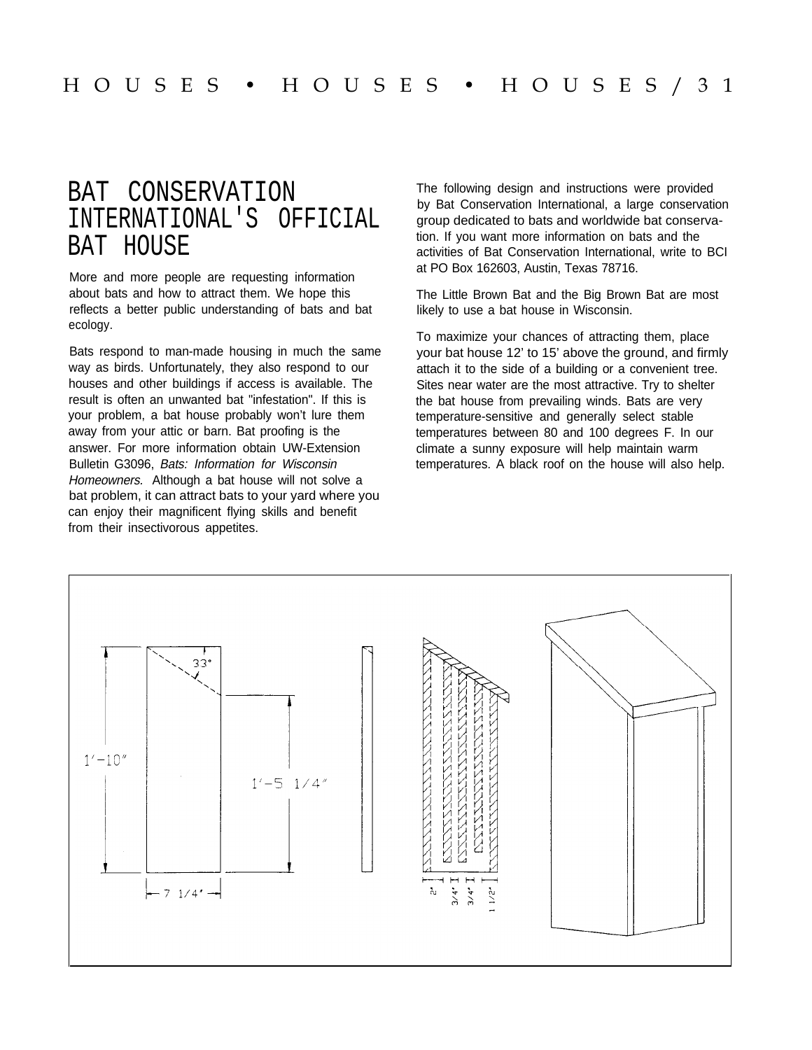# BAT CONSERVATION INTERNATIONAL'S OFFICIAL BAT HOUSE

More and more people are requesting information about bats and how to attract them. We hope this reflects a better public understanding of bats and bat ecology.

Bats respond to man-made housing in much the same way as birds. Unfortunately, they also respond to our houses and other buildings if access is available. The result is often an unwanted bat "infestation". If this is your problem, a bat house probably won't lure them away from your attic or barn. Bat proofing is the answer. For more information obtain UW-Extension Bulletin G3096, *Bats: Information for Wisconsin Homeowners.* Although a bat house will not solve a bat problem, it can attract bats to your yard where you can enjoy their magnificent flying skills and benefit from their insectivorous appetites.

The following design and instructions were provided by Bat Conservation International, a large conservation group dedicated to bats and worldwide bat conservation. If you want more information on bats and the activities of Bat Conservation International, write to BCI at PO Box 162603, Austin, Texas 78716.

The Little Brown Bat and the Big Brown Bat are most likely to use a bat house in Wisconsin.

To maximize your chances of attracting them, place your bat house 12' to 15' above the ground, and firmly attach it to the side of a building or a convenient tree. Sites near water are the most attractive. Try to shelter the bat house from prevailing winds. Bats are very temperature-sensitive and generally select stable temperatures between 80 and 100 degrees F. In our climate a sunny exposure will help maintain warm temperatures. A black roof on the house will also help.

33°

1'-10"

1'-5 1/4"

7 1/4"

2" 3/4" 3/4" 1 1/2"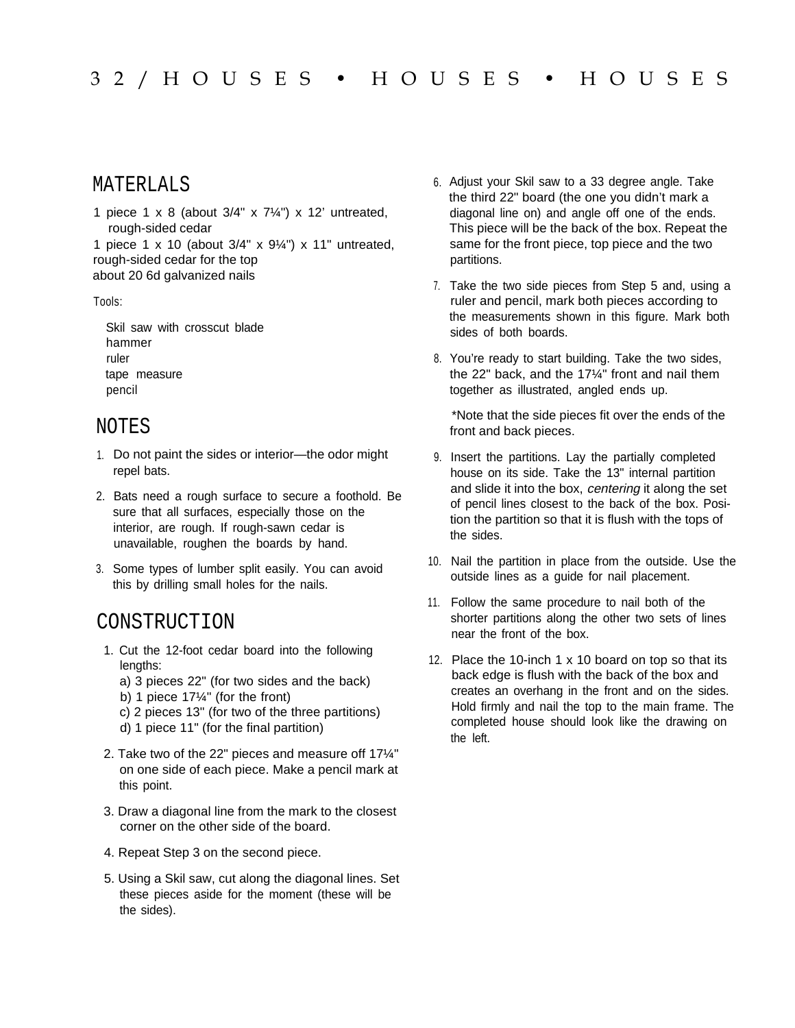## MATERLALS

1 piece 1 x 8 (about 3/4" x 7¼") x 12' untreated, rough-sided cedar
1 piece 1 x 10 (about 3/4" x 9¼") x 11" untreated, rough-sided cedar for the top
about 20 6d galvanized nails

Tools:

- Skil saw with crosscut blade
- hammer
- ruler
- tape measure
- pencil

## NOTES

1. Do not paint the sides or interior—the odor might repel bats.
2. Bats need a rough surface to secure a foothold. Be sure that all surfaces, especially those on the interior, are rough. If rough-sawn cedar is unavailable, roughen the boards by hand.
3. Some types of lumber split easily. You can avoid this by drilling small holes for the nails.

## CONSTRUCTION

1. Cut the 12-foot cedar board into the following lengths:
   a) 3 pieces 22" (for two sides and the back)
   b) 1 piece 17¼" (for the front)
   c) 2 pieces 13" (for two of the three partitions)
   d) 1 piece 11" (for the final partition)
2. Take two of the 22" pieces and measure off 17¼" on one side of each piece. Make a pencil mark at this point.
3. Draw a diagonal line from the mark to the closest corner on the other side of the board.
4. Repeat Step 3 on the second piece.
5. Using a Skil saw, cut along the diagonal lines. Set these pieces aside for the moment (these will be the sides).
6. Adjust your Skil saw to a 33 degree angle. Take the third 22" board (the one you didn't mark a diagonal line on) and angle off one of the ends. This piece will be the back of the box. Repeat the same for the front piece, top piece and the two partitions.
7. Take the two side pieces from Step 5 and, using a ruler and pencil, mark both pieces according to the measurements shown in this figure. Mark both sides of both boards.
8. You're ready to start building. Take the two sides, the 22" back, and the 17¼" front and nail them together as illustrated, angled ends up.

   *Note that the side pieces fit over the ends of the front and back pieces.
9. Insert the partitions. Lay the partially completed house on its side. Take the 13" internal partition and slide it into the box, *centering* it along the set of pencil lines closest to the back of the box. Position the partition so that it is flush with the tops of the sides.
10. Nail the partition in place from the outside. Use the outside lines as a guide for nail placement.
11. Follow the same procedure to nail both of the shorter partitions along the other two sets of lines near the front of the box.
12. Place the 10-inch 1 x 10 board on top so that its back edge is flush with the back of the box and creates an overhang in the front and on the sides. Hold firmly and nail the top to the main frame. The completed house should look like the drawing on the left.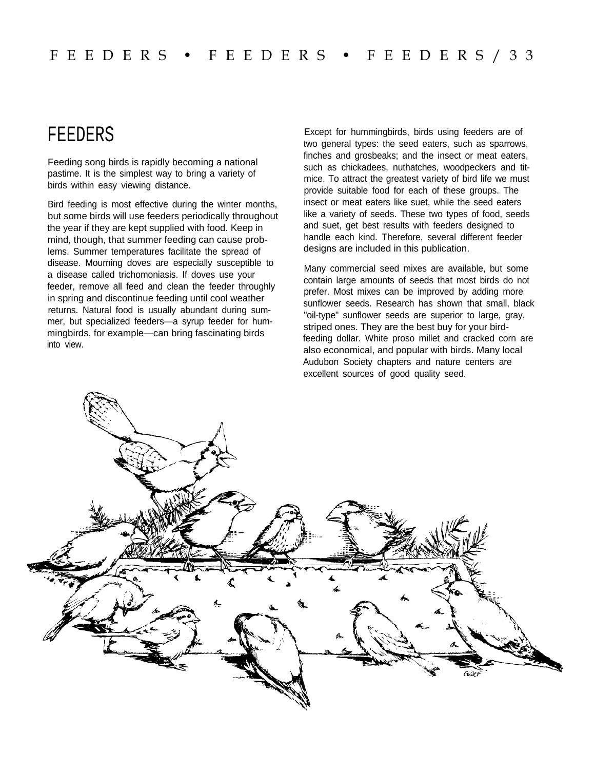# FEEDERS

Feeding song birds is rapidly becoming a national pastime. It is the simplest way to bring a variety of birds within easy viewing distance.

Bird feeding is most effective during the winter months, but some birds will use feeders periodically throughout the year if they are kept supplied with food. Keep in mind, though, that summer feeding can cause problems. Summer temperatures facilitate the spread of disease. Mourning doves are especially susceptible to a disease called trichomoniasis. If doves use your feeder, remove all feed and clean the feeder throughly in spring and discontinue feeding until cool weather returns. Natural food is usually abundant during summer, but specialized feeders—a syrup feeder for hummingbirds, for example—can bring fascinating birds into view.

Except for hummingbirds, birds using feeders are of two general types: the seed eaters, such as sparrows, finches and grosbeaks; and the insect or meat eaters, such as chickadees, nuthatches, woodpeckers and titmice. To attract the greatest variety of bird life we must provide suitable food for each of these groups. The insect or meat eaters like suet, while the seed eaters like a variety of seeds. These two types of food, seeds and suet, get best results with feeders designed to handle each kind. Therefore, several different feeder designs are included in this publication.

Many commercial seed mixes are available, but some contain large amounts of seeds that most birds do not prefer. Most mixes can be improved by adding more sunflower seeds. Research has shown that small, black "oil-type" sunflower seeds are superior to large, gray, striped ones. They are the best buy for your bird-feeding dollar. White proso millet and cracked corn are also economical, and popular with birds. Many local Audubon Society chapters and nature centers are excellent sources of good quality seed.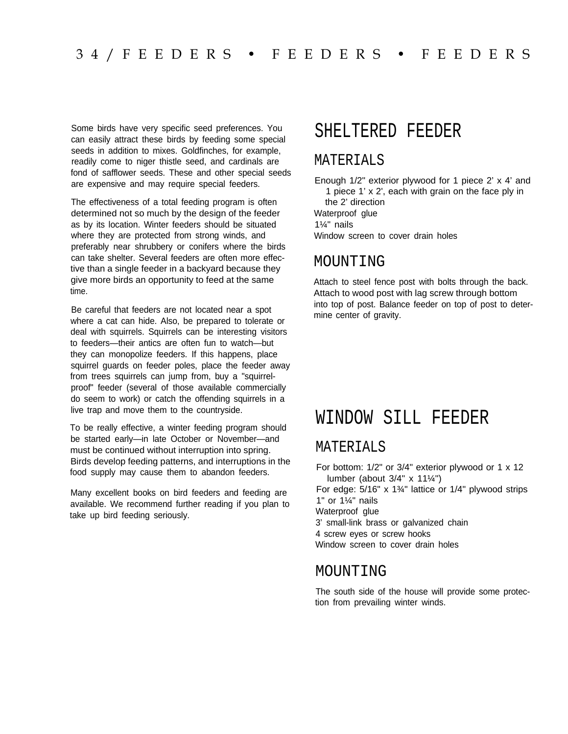Some birds have very specific seed preferences. You can easily attract these birds by feeding some special seeds in addition to mixes. Goldfinches, for example, readily come to niger thistle seed, and cardinals are fond of safflower seeds. These and other special seeds are expensive and may require special feeders.

The effectiveness of a total feeding program is often determined not so much by the design of the feeder as by its location. Winter feeders should be situated where they are protected from strong winds, and preferably near shrubbery or conifers where the birds can take shelter. Several feeders are often more effective than a single feeder in a backyard because they give more birds an opportunity to feed at the same time.

Be careful that feeders are not located near a spot where a cat can hide. Also, be prepared to tolerate or deal with squirrels. Squirrels can be interesting visitors to feeders—their antics are often fun to watch—but they can monopolize feeders. If this happens, place squirrel guards on feeder poles, place the feeder away from trees squirrels can jump from, buy a "squirrel-proof" feeder (several of those available commercially do seem to work) or catch the offending squirrels in a live trap and move them to the countryside.

To be really effective, a winter feeding program should be started early—in late October or November—and must be continued without interruption into spring. Birds develop feeding patterns, and interruptions in the food supply may cause them to abandon feeders.

Many excellent books on bird feeders and feeding are available. We recommend further reading if you plan to take up bird feeding seriously.

# SHELTERED FEEDER

## MATERIALS

Enough 1/2" exterior plywood for 1 piece 2' x 4' and 1 piece 1' x 2', each with grain on the face ply in the 2' direction
Waterproof glue
1¼" nails
Window screen to cover drain holes

## MOUNTING

Attach to steel fence post with bolts through the back. Attach to wood post with lag screw through bottom into top of post. Balance feeder on top of post to determine center of gravity.

# WINDOW SILL FEEDER

## MATERIALS

For bottom: 1/2" or 3/4" exterior plywood or 1 x 12 lumber (about 3/4" x 11¼")
For edge: 5/16" x 1¾" lattice or 1/4" plywood strips
1" or 1¼" nails
Waterproof glue
3' small-link brass or galvanized chain
4 screw eyes or screw hooks
Window screen to cover drain holes

## MOUNTING

The south side of the house will provide some protection from prevailing winter winds.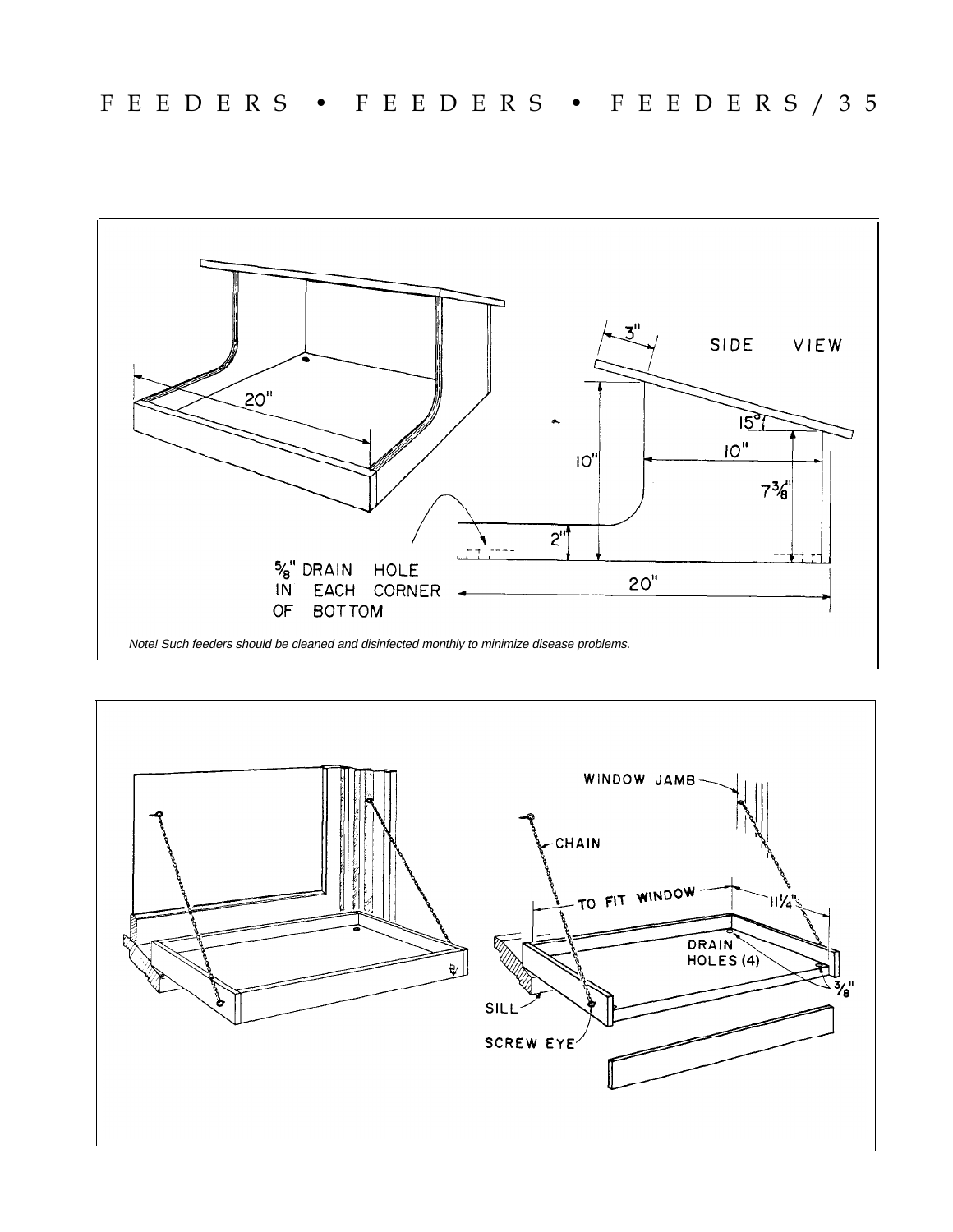SIDE VIEW

3"

15°

10"

10"

$7\frac{3}{8}$"

2"

20"

20"

$\frac{5}{8}$" DRAIN HOLE IN EACH CORNER OF BOTTOM

*Note! Such feeders should be cleaned and disinfected monthly to minimize disease problems.*

WINDOW JAMB

CHAIN

TO FIT WINDOW

$11\frac{1}{4}$"

DRAIN HOLES (4)

$\frac{3}{8}$"

SILL

SCREW EYE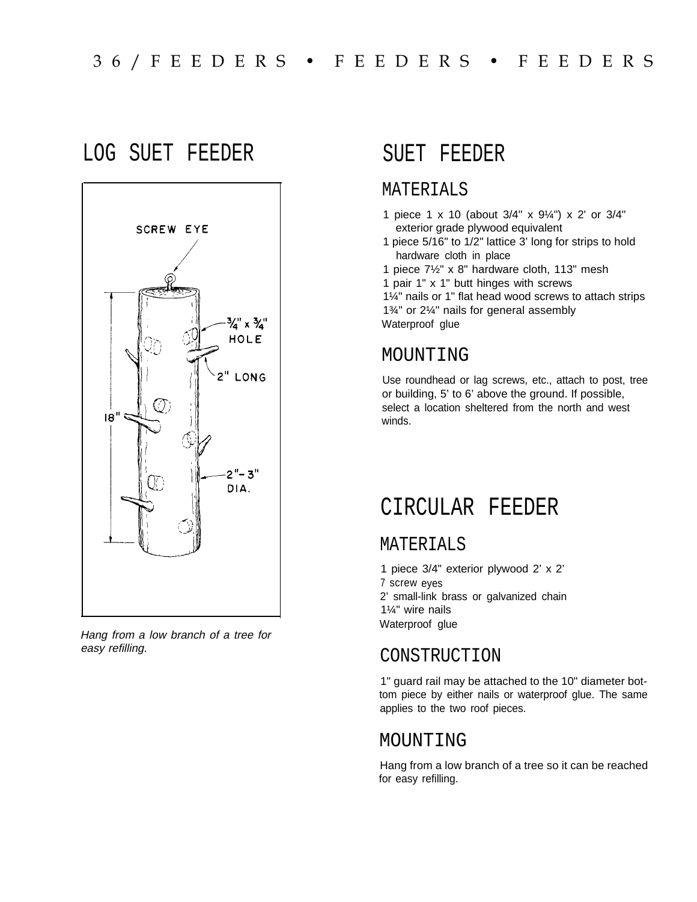## LOG SUET FEEDER

*Hang from a low branch of a tree for easy refilling.*

## SUET FEEDER

### MATERIALS

- 1 piece 1 x 10 (about 3/4" x 9¼") x 2' or 3/4" exterior grade plywood equivalent
- 1 piece 5/16" to 1/2" lattice 3' long for strips to hold hardware cloth in place
- 1 piece 7½" x 8" hardware cloth, 113" mesh
- 1 pair 1" x 1" butt hinges with screws
- 1¼" nails or 1" flat head wood screws to attach strips
- 1¾" or 2¼" nails for general assembly
- Waterproof glue

### MOUNTING

Use roundhead or lag screws, etc., attach to post, tree or building, 5' to 6' above the ground. If possible, select a location sheltered from the north and west winds.

## CIRCULAR FEEDER

### MATERIALS

- 1 piece 3/4" exterior plywood 2' x 2'
- 7 screw eyes
- 2' small-link brass or galvanized chain
- 1¼" wire nails
- Waterproof glue

### CONSTRUCTION

1" guard rail may be attached to the 10" diameter bottom piece by either nails or waterproof glue. The same applies to the two roof pieces.

### MOUNTING

Hang from a low branch of a tree so it can be reached for easy refilling.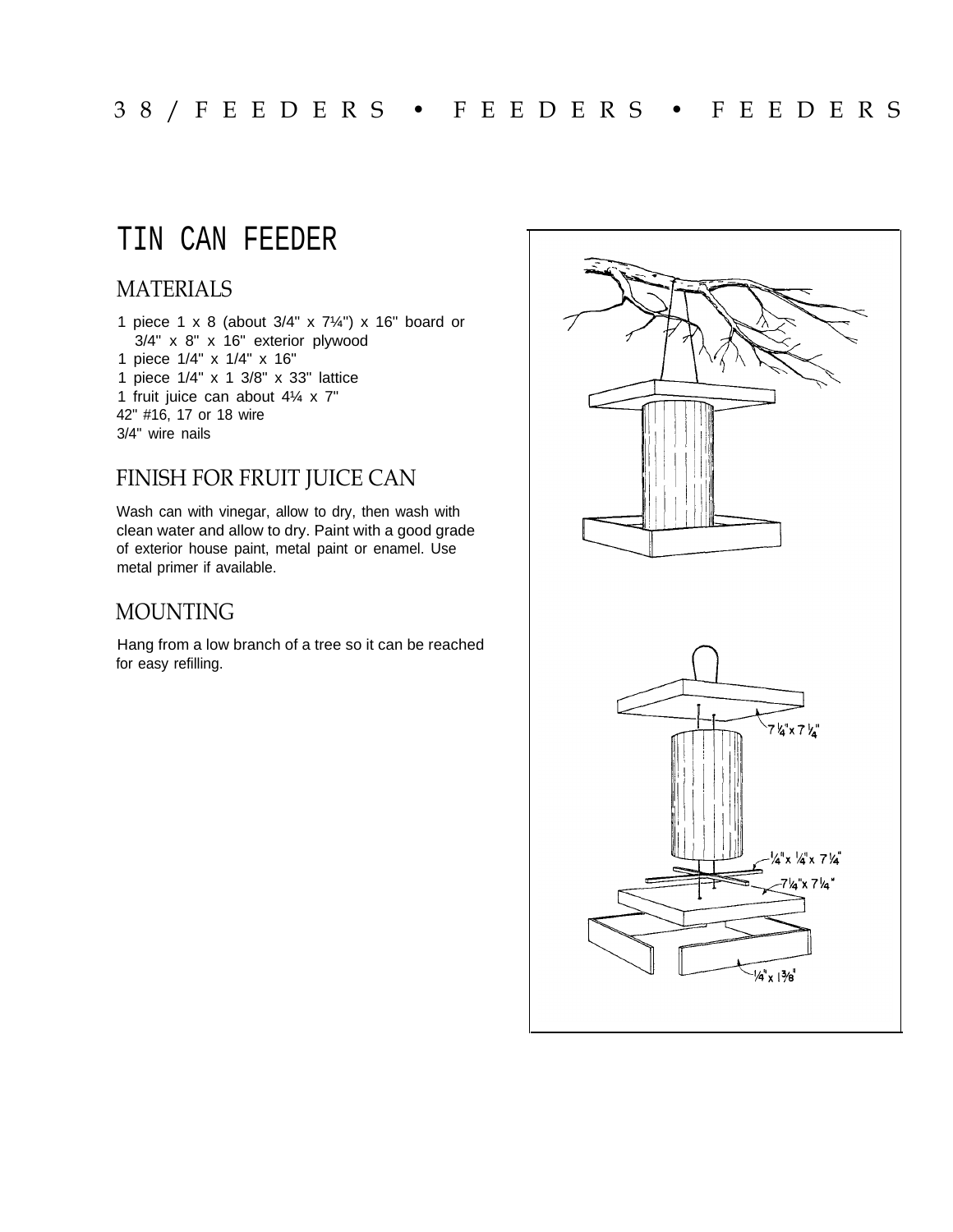# TIN CAN FEEDER

## MATERIALS

1 piece 1 x 8 (about 3/4" x 7¼") x 16" board or 3/4" x 8" x 16" exterior plywood
1 piece 1/4" x 1/4" x 16"
1 piece 1/4" x 1 3/8" x 33" lattice
1 fruit juice can about 4¼ x 7"
42" #16, 17 or 18 wire
3/4" wire nails

## FINISH FOR FRUIT JUICE CAN

Wash can with vinegar, allow to dry, then wash with clean water and allow to dry. Paint with a good grade of exterior house paint, metal paint or enamel. Use metal primer if available.

## MOUNTING

Hang from a low branch of a tree so it can be reached for easy refilling.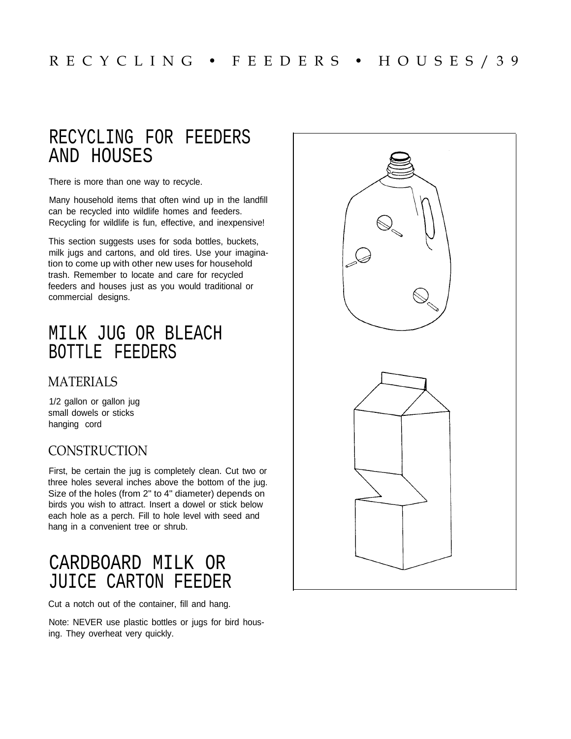# RECYCLING FOR FEEDERS AND HOUSES

There is more than one way to recycle.

Many household items that often wind up in the landfill can be recycled into wildlife homes and feeders. Recycling for wildlife is fun, effective, and inexpensive!

This section suggests uses for soda bottles, buckets, milk jugs and cartons, and old tires. Use your imagination to come up with other new uses for household trash. Remember to locate and care for recycled feeders and houses just as you would traditional or commercial designs.

# MILK JUG OR BLEACH BOTTLE FEEDERS

## MATERIALS

1/2 gallon or gallon jug
small dowels or sticks
hanging cord

## CONSTRUCTION

First, be certain the jug is completely clean. Cut two or three holes several inches above the bottom of the jug. Size of the holes (from 2" to 4" diameter) depends on birds you wish to attract. Insert a dowel or stick below each hole as a perch. Fill to hole level with seed and hang in a convenient tree or shrub.

# CARDBOARD MILK OR JUICE CARTON FEEDER

Cut a notch out of the container, fill and hang.

Note: NEVER use plastic bottles or jugs for bird housing. They overheat very quickly.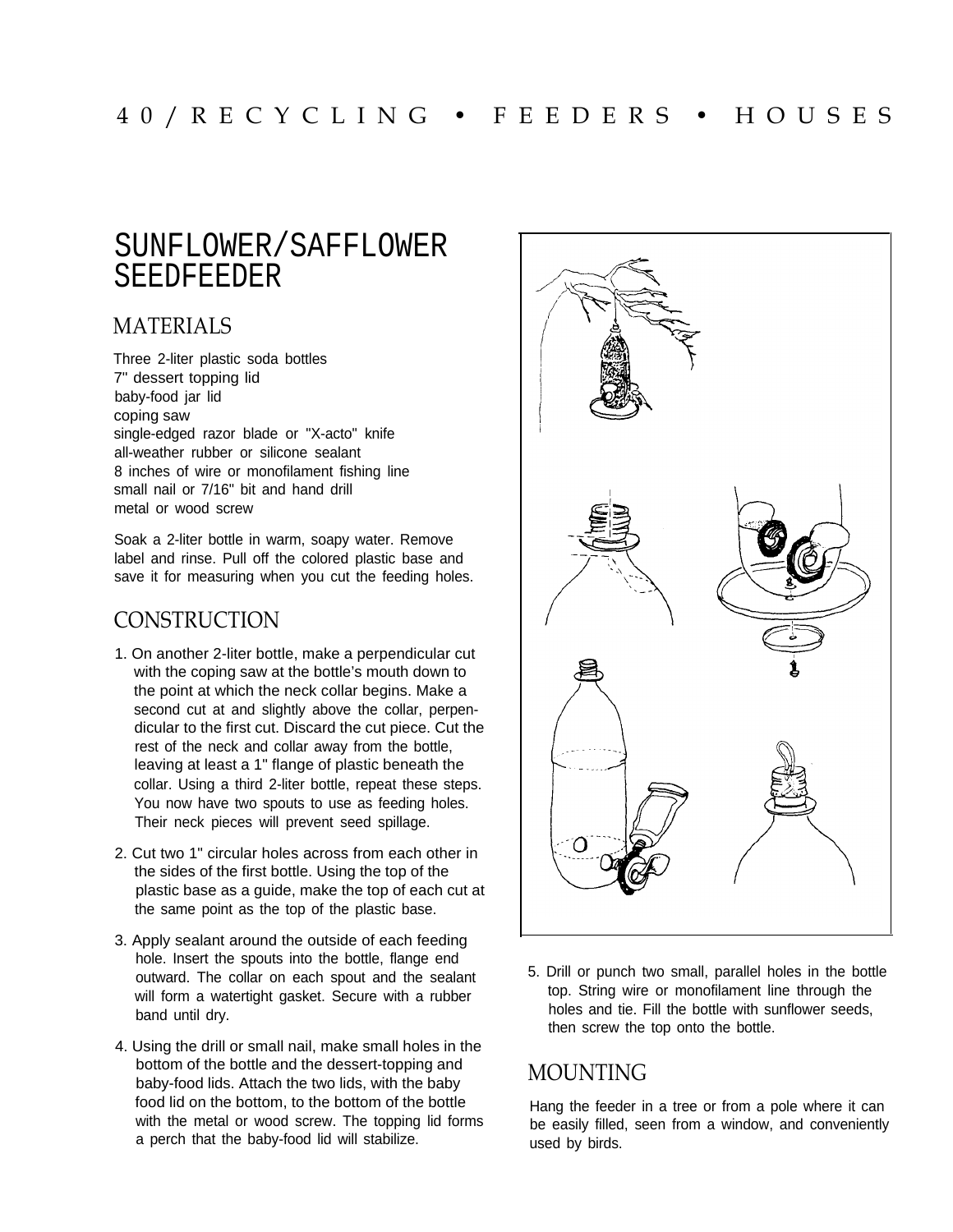# SUNFLOWER/SAFFLOWER SEEDFEEDER

## MATERIALS

Three 2-liter plastic soda bottles
7" dessert topping lid
baby-food jar lid
coping saw
single-edged razor blade or "X-acto" knife
all-weather rubber or silicone sealant
8 inches of wire or monofilament fishing line
small nail or 7/16" bit and hand drill
metal or wood screw

Soak a 2-liter bottle in warm, soapy water. Remove label and rinse. Pull off the colored plastic base and save it for measuring when you cut the feeding holes.

## CONSTRUCTION

1. On another 2-liter bottle, make a perpendicular cut with the coping saw at the bottle's mouth down to the point at which the neck collar begins. Make a second cut at and slightly above the collar, perpendicular to the first cut. Discard the cut piece. Cut the rest of the neck and collar away from the bottle, leaving at least a 1" flange of plastic beneath the collar. Using a third 2-liter bottle, repeat these steps. You now have two spouts to use as feeding holes. Their neck pieces will prevent seed spillage.

2. Cut two 1" circular holes across from each other in the sides of the first bottle. Using the top of the plastic base as a guide, make the top of each cut at the same point as the top of the plastic base.

3. Apply sealant around the outside of each feeding hole. Insert the spouts into the bottle, flange end outward. The collar on each spout and the sealant will form a watertight gasket. Secure with a rubber band until dry.

4. Using the drill or small nail, make small holes in the bottom of the bottle and the dessert-topping and baby-food lids. Attach the two lids, with the baby food lid on the bottom, to the bottom of the bottle with the metal or wood screw. The topping lid forms a perch that the baby-food lid will stabilize.

5. Drill or punch two small, parallel holes in the bottle top. String wire or monofilament line through the holes and tie. Fill the bottle with sunflower seeds, then screw the top onto the bottle.

## MOUNTING

Hang the feeder in a tree or from a pole where it can be easily filled, seen from a window, and conveniently used by birds.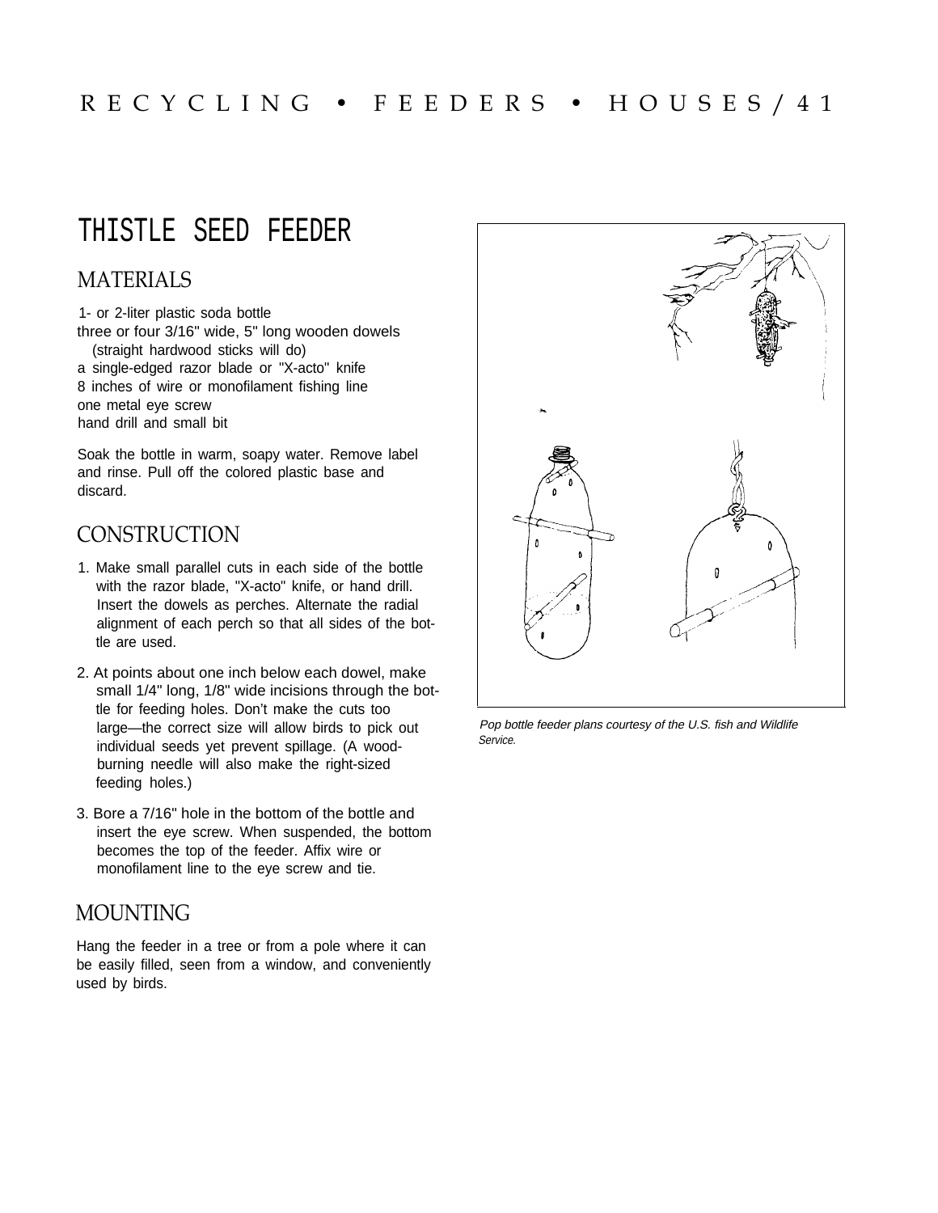# THISTLE SEED FEEDER

## MATERIALS

1- or 2-liter plastic soda bottle
three or four 3/16" wide, 5" long wooden dowels
(straight hardwood sticks will do)
a single-edged razor blade or "X-acto" knife
8 inches of wire or monofilament fishing line
one metal eye screw
hand drill and small bit

Soak the bottle in warm, soapy water. Remove label and rinse. Pull off the colored plastic base and discard.

## CONSTRUCTION

1. Make small parallel cuts in each side of the bottle with the razor blade, "X-acto" knife, or hand drill. Insert the dowels as perches. Alternate the radial alignment of each perch so that all sides of the bottle are used.
2. At points about one inch below each dowel, make small 1/4" long, 1/8" wide incisions through the bottle for feeding holes. Don't make the cuts too large—the correct size will allow birds to pick out individual seeds yet prevent spillage. (A wood-burning needle will also make the right-sized feeding holes.)
3. Bore a 7/16" hole in the bottom of the bottle and insert the eye screw. When suspended, the bottom becomes the top of the feeder. Affix wire or monofilament line to the eye screw and tie.

## MOUNTING

Hang the feeder in a tree or from a pole where it can be easily filled, seen from a window, and conveniently used by birds.

*Pop bottle feeder plans courtesy of the U.S. fish and Wildlife Service.*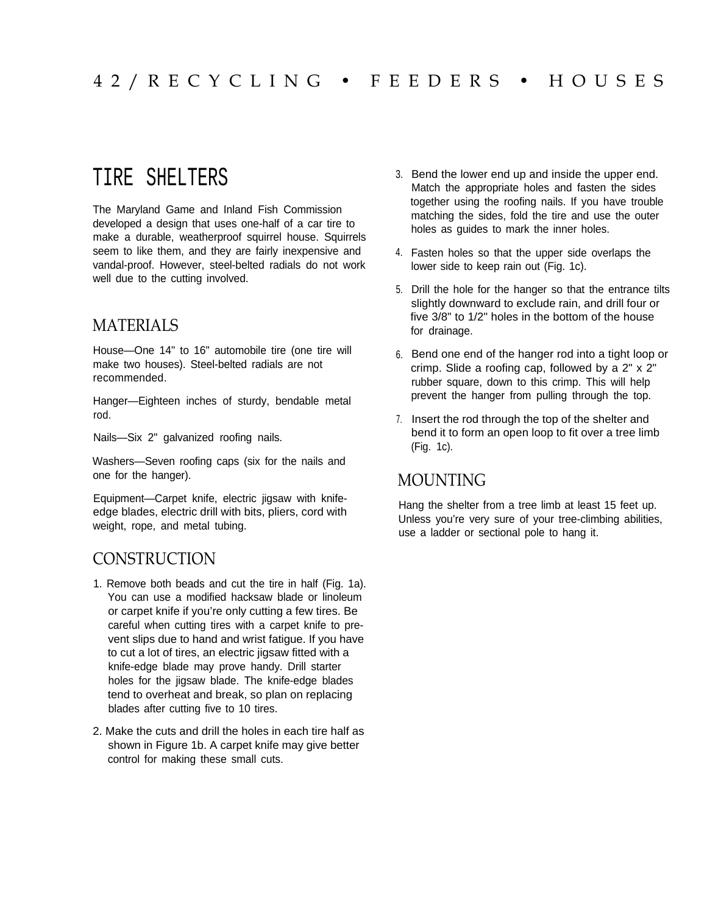# TIRE SHELTERS

The Maryland Game and Inland Fish Commission developed a design that uses one-half of a car tire to make a durable, weatherproof squirrel house. Squirrels seem to like them, and they are fairly inexpensive and vandal-proof. However, steel-belted radials do not work well due to the cutting involved.

## MATERIALS

House—One 14" to 16" automobile tire (one tire will make two houses). Steel-belted radials are not recommended.

Hanger—Eighteen inches of sturdy, bendable metal rod.

Nails—Six 2" galvanized roofing nails.

Washers—Seven roofing caps (six for the nails and one for the hanger).

Equipment—Carpet knife, electric jigsaw with knife-edge blades, electric drill with bits, pliers, cord with weight, rope, and metal tubing.

## CONSTRUCTION

1. Remove both beads and cut the tire in half (Fig. 1a). You can use a modified hacksaw blade or linoleum or carpet knife if you're only cutting a few tires. Be careful when cutting tires with a carpet knife to prevent slips due to hand and wrist fatigue. If you have to cut a lot of tires, an electric jigsaw fitted with a knife-edge blade may prove handy. Drill starter holes for the jigsaw blade. The knife-edge blades tend to overheat and break, so plan on replacing blades after cutting five to 10 tires.
2. Make the cuts and drill the holes in each tire half as shown in Figure 1b. A carpet knife may give better control for making these small cuts.
3. Bend the lower end up and inside the upper end. Match the appropriate holes and fasten the sides together using the roofing nails. If you have trouble matching the sides, fold the tire and use the outer holes as guides to mark the inner holes.
4. Fasten holes so that the upper side overlaps the lower side to keep rain out (Fig. 1c).
5. Drill the hole for the hanger so that the entrance tilts slightly downward to exclude rain, and drill four or five 3/8" to 1/2" holes in the bottom of the house for drainage.
6. Bend one end of the hanger rod into a tight loop or crimp. Slide a roofing cap, followed by a 2" x 2" rubber square, down to this crimp. This will help prevent the hanger from pulling through the top.
7. Insert the rod through the top of the shelter and bend it to form an open loop to fit over a tree limb (Fig. 1c).

## MOUNTING

Hang the shelter from a tree limb at least 15 feet up. Unless you're very sure of your tree-climbing abilities, use a ladder or sectional pole to hang it.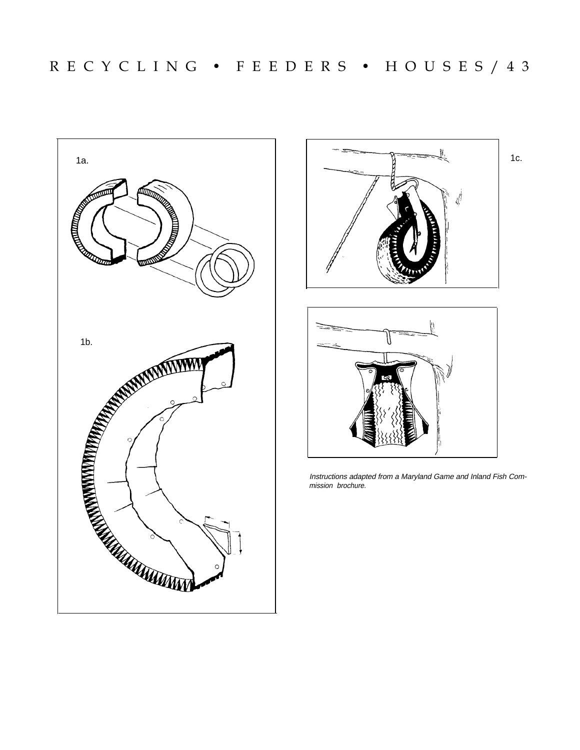1a.

1b.

1c.

*Instructions adapted from a Maryland Game and Inland Fish Commission brochure.*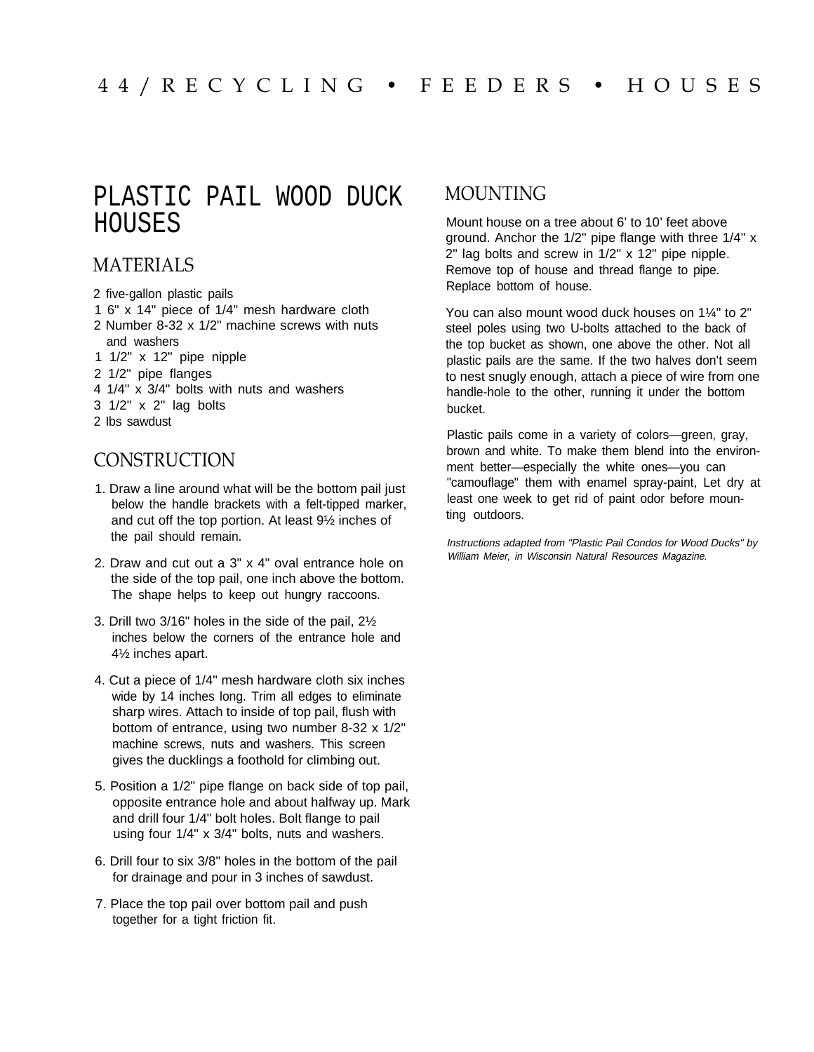# PLASTIC PAIL WOOD DUCK HOUSES

## MATERIALS

2 five-gallon plastic pails
1 6" x 14" piece of 1/4" mesh hardware cloth
2 Number 8-32 x 1/2" machine screws with nuts and washers
1 1/2" x 12" pipe nipple
2 1/2" pipe flanges
4 1/4" x 3/4" bolts with nuts and washers
3 1/2" x 2" lag bolts
2 lbs sawdust

## CONSTRUCTION

1. Draw a line around what will be the bottom pail just below the handle brackets with a felt-tipped marker, and cut off the top portion. At least 9½ inches of the pail should remain.
2. Draw and cut out a 3" x 4" oval entrance hole on the side of the top pail, one inch above the bottom. The shape helps to keep out hungry raccoons.
3. Drill two 3/16" holes in the side of the pail, 2½ inches below the corners of the entrance hole and 4½ inches apart.
4. Cut a piece of 1/4" mesh hardware cloth six inches wide by 14 inches long. Trim all edges to eliminate sharp wires. Attach to inside of top pail, flush with bottom of entrance, using two number 8-32 x 1/2" machine screws, nuts and washers. This screen gives the ducklings a foothold for climbing out.
5. Position a 1/2" pipe flange on back side of top pail, opposite entrance hole and about halfway up. Mark and drill four 1/4" bolt holes. Bolt flange to pail using four 1/4" x 3/4" bolts, nuts and washers.
6. Drill four to six 3/8" holes in the bottom of the pail for drainage and pour in 3 inches of sawdust.
7. Place the top pail over bottom pail and push together for a tight friction fit.

## MOUNTING

Mount house on a tree about 6' to 10' feet above ground. Anchor the 1/2" pipe flange with three 1/4" x 2" lag bolts and screw in 1/2" x 12" pipe nipple. Remove top of house and thread flange to pipe. Replace bottom of house.

You can also mount wood duck houses on 1¼" to 2" steel poles using two U-bolts attached to the back of the top bucket as shown, one above the other. Not all plastic pails are the same. If the two halves don't seem to nest snugly enough, attach a piece of wire from one handle-hole to the other, running it under the bottom bucket.

Plastic pails come in a variety of colors—green, gray, brown and white. To make them blend into the environment better—especially the white ones—you can "camouflage" them with enamel spray-paint, Let dry at least one week to get rid of paint odor before mounting outdoors.

*Instructions adapted from "Plastic Pail Condos for Wood Ducks" by William Meier, in Wisconsin Natural Resources Magazine.*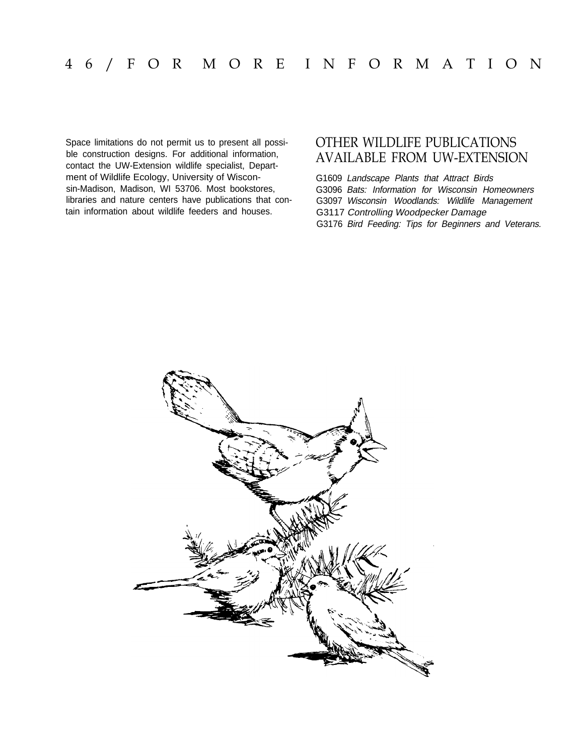# FOR MORE INFORMATION

Space limitations do not permit us to present all possible construction designs. For additional information, contact the UW-Extension wildlife specialist, Department of Wildlife Ecology, University of Wisconsin-Madison, Madison, WI 53706. Most bookstores, libraries and nature centers have publications that contain information about wildlife feeders and houses.

## OTHER WILDLIFE PUBLICATIONS AVAILABLE FROM UW-EXTENSION

G1609 *Landscape Plants that Attract Birds*
G3096 *Bats: Information for Wisconsin Homeowners*
G3097 *Wisconsin Woodlands: Wildlife Management*
G3117 *Controlling Woodpecker Damage*
G3176 *Bird Feeding: Tips for Beginners and Veterans.*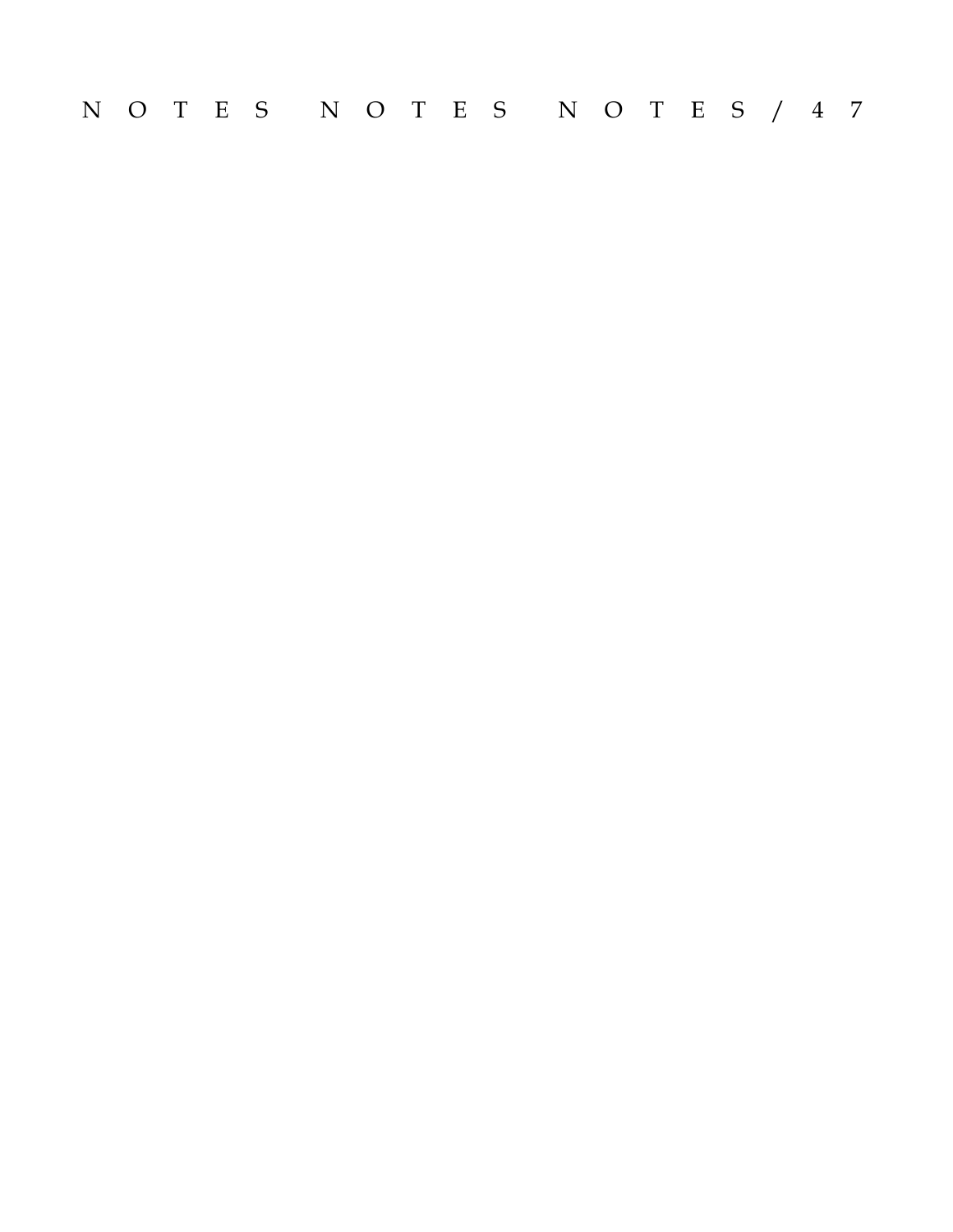# NOTES NOTES NOTES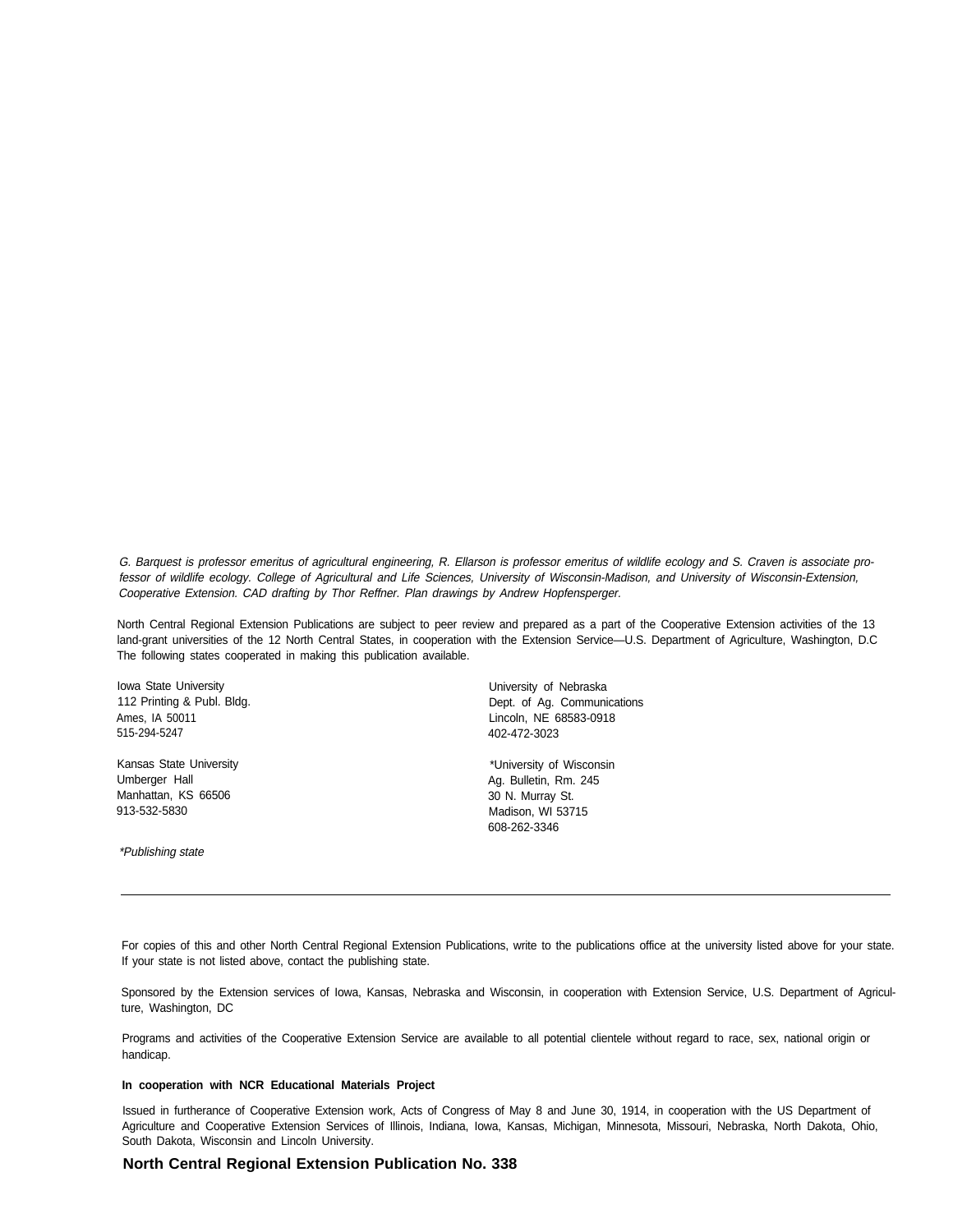*G. Barquest is professor emeritus of agricultural engineering, R. Ellarson is professor emeritus of wildlife ecology and S. Craven is associate professor of wildlife ecology. College of Agricultural and Life Sciences, University of Wisconsin-Madison, and University of Wisconsin-Extension, Cooperative Extension. CAD drafting by Thor Reffner. Plan drawings by Andrew Hopfensperger.*

North Central Regional Extension Publications are subject to peer review and prepared as a part of the Cooperative Extension activities of the 13 land-grant universities of the 12 North Central States, in cooperation with the Extension Service—U.S. Department of Agriculture, Washington, D.C The following states cooperated in making this publication available.

Iowa State University
112 Printing & Publ. Bldg.
Ames, IA 50011
515-294-5247

Kansas State University
Umberger Hall
Manhattan, KS 66506
913-532-5830

University of Nebraska
Dept. of Ag. Communications
Lincoln, NE 68583-0918
402-472-3023

*University of Wisconsin
Ag. Bulletin, Rm. 245
30 N. Murray St.
Madison, WI 53715
608-262-3346

*\*Publishing state*

---

For copies of this and other North Central Regional Extension Publications, write to the publications office at the university listed above for your state. If your state is not listed above, contact the publishing state.

Sponsored by the Extension services of Iowa, Kansas, Nebraska and Wisconsin, in cooperation with Extension Service, U.S. Department of Agriculture, Washington, DC

Programs and activities of the Cooperative Extension Service are available to all potential clientele without regard to race, sex, national origin or handicap.

**In cooperation with NCR Educational Materials Project**

Issued in furtherance of Cooperative Extension work, Acts of Congress of May 8 and June 30, 1914, in cooperation with the US Department of Agriculture and Cooperative Extension Services of Illinois, Indiana, Iowa, Kansas, Michigan, Minnesota, Missouri, Nebraska, North Dakota, Ohio, South Dakota, Wisconsin and Lincoln University.

**North Central Regional Extension Publication No. 338**